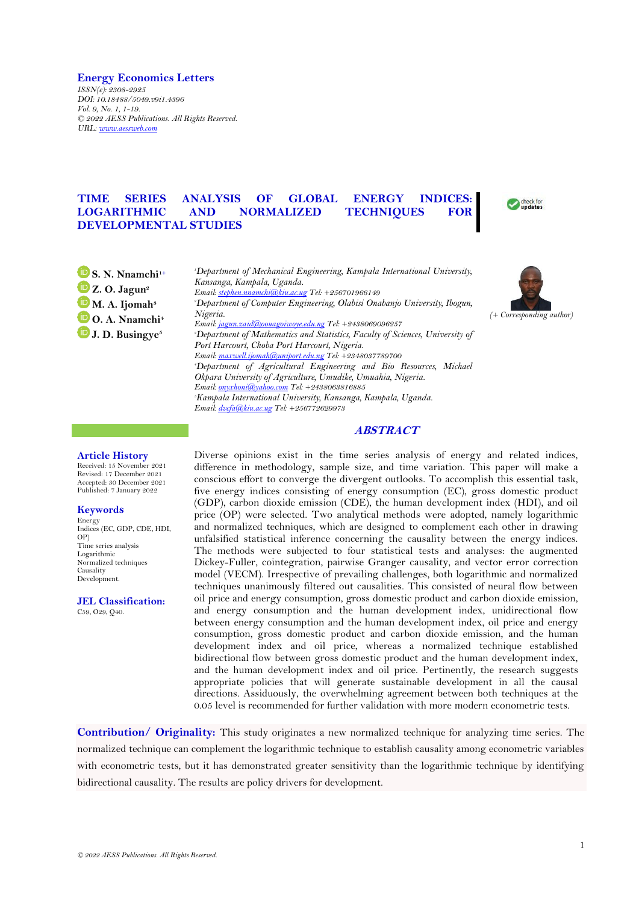**Energy Economics Letters**

*ISSN(e): 2308-2925*
*DOI: 10.18488/5049.v9i1.4396*
*Vol. 9, No. 1, 1-19.*
*© 2022 AESS Publications. All Rights Reserved.*
*URL: www.aessweb.com*

# TIME SERIES ANALYSIS OF GLOBAL ENERGY INDICES: LOGARITHMIC AND NORMALIZED TECHNIQUES FOR DEVELOPMENTAL STUDIES

**S. N. Nnamchi**[1+]
**Z. O. Jagun**[2]
**M. A. Ijomah**[3]
**O. A. Nnamchi**[4]
**J. D. Busingye**[5]

[1]*Department of Mechanical Engineering, Kampala International University, Kansanga, Kampala, Uganda.*
*Email: stephen.nnamchi@kiu.ac.ug Tel: +256701966149*
[2]*Department of Computer Engineering, Olabisi Onabanjo University, Ibogun, Nigeria.*
*Email: jagun.zaid@oouagoiwoye.edu.ng Tel: +2438069096257*
[3]*Department of Mathematics and Statistics, Faculty of Sciences, University of Port Harcourt, Choba Port Harcourt, Nigeria.*
*Email: maxwell.ijomah@uniport.edu.ng Tel: +2348037789700*
[4]*Department of Agricultural Engineering and Bio Resources, Michael Okpara University of Agriculture, Umudike, Umuahia, Nigeria.*
*Email: onyxhoni@yahoo.com Tel: +2438063816885*
[5]*Kampala International University, Kansanga, Kampala, Uganda.*
*Email: dvcfa@kiu.ac.ug Tel: +256772629973*

*(+ Corresponding author)*

## ABSTRACT

Diverse opinions exist in the time series analysis of energy and related indices, difference in methodology, sample size, and time variation. This paper will make a conscious effort to converge the divergent outlooks. To accomplish this essential task, five energy indices consisting of energy consumption (EC), gross domestic product (GDP), carbon dioxide emission (CDE), the human development index (HDI), and oil price (OP) were selected. Two analytical methods were adopted, namely logarithmic and normalized techniques, which are designed to complement each other in drawing unfalsified statistical inference concerning the causality between the energy indices. The methods were subjected to four statistical tests and analyses: the augmented Dickey-Fuller, cointegration, pairwise Granger causality, and vector error correction model (VECM). Irrespective of prevailing challenges, both logarithmic and normalized techniques unanimously filtered out causalities. This consisted of neural flow between oil price and energy consumption, gross domestic product and carbon dioxide emission, and energy consumption and the human development index, unidirectional flow between energy consumption and the human development index, oil price and energy consumption, gross domestic product and carbon dioxide emission, and the human development index and oil price, whereas a normalized technique established bidirectional flow between gross domestic product and the human development index, and the human development index and oil price. Pertinently, the research suggests appropriate policies that will generate sustainable development in all the causal directions. Assiduously, the overwhelming agreement between both techniques at the 0.05 level is recommended for further validation with more modern econometric tests.

### Article History
Received: 15 November 2021
Revised: 17 December 2021
Accepted: 30 December 2021
Published: 7 January 2022

### Keywords
Energy
Indices (EC, GDP, CDE, HDI, OP)
Time series analysis
Logarithmic
Normalized techniques
Causality
Development.

### JEL Classification:
C59, O29, Q40.

**Contribution/ Originality:** This study originates a new normalized technique for analyzing time series. The normalized technique can complement the logarithmic technique to establish causality among econometric variables with econometric tests, but it has demonstrated greater sensitivity than the logarithmic technique by identifying bidirectional causality. The results are policy drivers for development.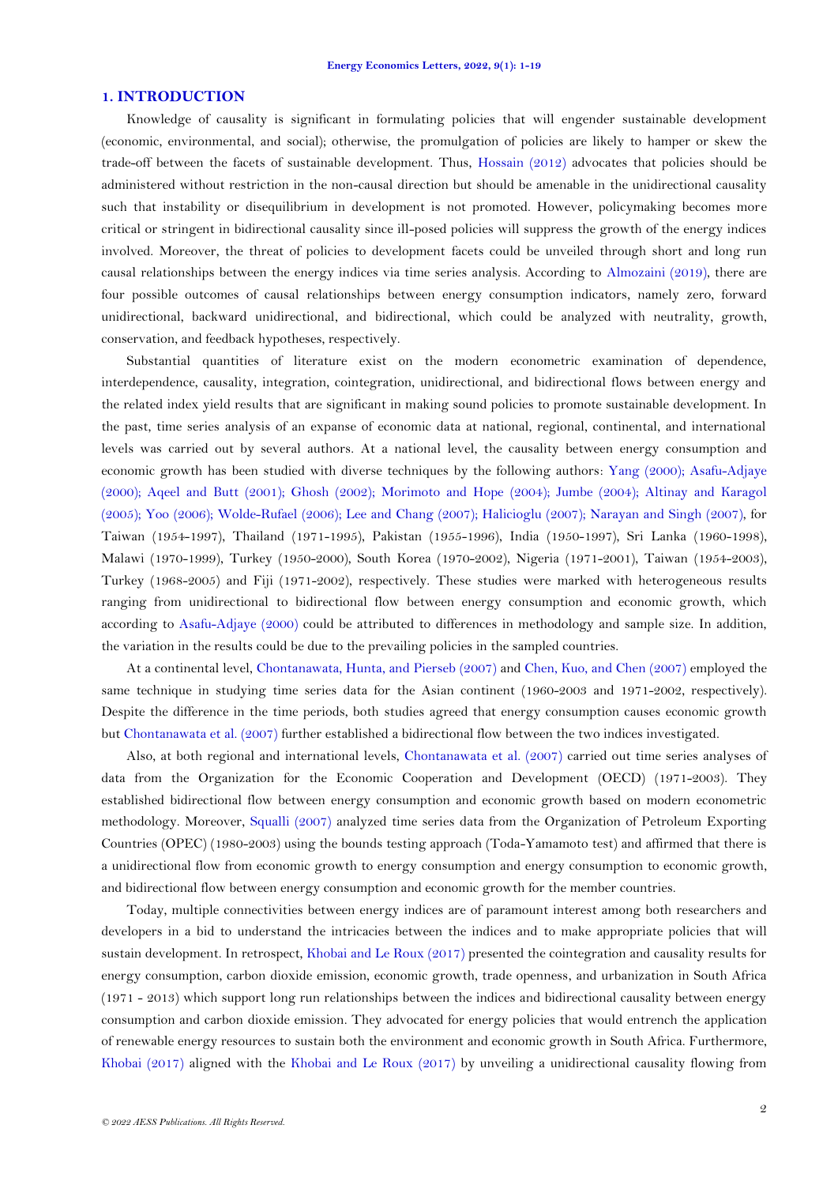## 1. INTRODUCTION

Knowledge of causality is significant in formulating policies that will engender sustainable development (economic, environmental, and social); otherwise, the promulgation of policies are likely to hamper or skew the trade-off between the facets of sustainable development. Thus, Hossain (2012) advocates that policies should be administered without restriction in the non-causal direction but should be amenable in the unidirectional causality such that instability or disequilibrium in development is not promoted. However, policymaking becomes more critical or stringent in bidirectional causality since ill-posed policies will suppress the growth of the energy indices involved. Moreover, the threat of policies to development facets could be unveiled through short and long run causal relationships between the energy indices via time series analysis. According to Almozaini (2019), there are four possible outcomes of causal relationships between energy consumption indicators, namely zero, forward unidirectional, backward unidirectional, and bidirectional, which could be analyzed with neutrality, growth, conservation, and feedback hypotheses, respectively.

Substantial quantities of literature exist on the modern econometric examination of dependence, interdependence, causality, integration, cointegration, unidirectional, and bidirectional flows between energy and the related index yield results that are significant in making sound policies to promote sustainable development. In the past, time series analysis of an expanse of economic data at national, regional, continental, and international levels was carried out by several authors. At a national level, the causality between energy consumption and economic growth has been studied with diverse techniques by the following authors: Yang (2000); Asafu-Adjaye (2000); Aqeel and Butt (2001); Ghosh (2002); Morimoto and Hope (2004); Jumbe (2004); Altinay and Karagol (2005); Yoo (2006); Wolde-Rufael (2006); Lee and Chang (2007); Halicioglu (2007); Narayan and Singh (2007), for Taiwan (1954-1997), Thailand (1971-1995), Pakistan (1955-1996), India (1950-1997), Sri Lanka (1960-1998), Malawi (1970-1999), Turkey (1950-2000), South Korea (1970-2002), Nigeria (1971-2001), Taiwan (1954-2003), Turkey (1968-2005) and Fiji (1971-2002), respectively. These studies were marked with heterogeneous results ranging from unidirectional to bidirectional flow between energy consumption and economic growth, which according to Asafu-Adjaye (2000) could be attributed to differences in methodology and sample size. In addition, the variation in the results could be due to the prevailing policies in the sampled countries.

At a continental level, Chontanawata, Hunta, and Pierseb (2007) and Chen, Kuo, and Chen (2007) employed the same technique in studying time series data for the Asian continent (1960-2003 and 1971-2002, respectively). Despite the difference in the time periods, both studies agreed that energy consumption causes economic growth but Chontanawata et al. (2007) further established a bidirectional flow between the two indices investigated.

Also, at both regional and international levels, Chontanawata et al. (2007) carried out time series analyses of data from the Organization for the Economic Cooperation and Development (OECD) (1971-2003). They established bidirectional flow between energy consumption and economic growth based on modern econometric methodology. Moreover, Squalli (2007) analyzed time series data from the Organization of Petroleum Exporting Countries (OPEC) (1980-2003) using the bounds testing approach (Toda-Yamamoto test) and affirmed that there is a unidirectional flow from economic growth to energy consumption and energy consumption to economic growth, and bidirectional flow between energy consumption and economic growth for the member countries.

Today, multiple connectivities between energy indices are of paramount interest among both researchers and developers in a bid to understand the intricacies between the indices and to make appropriate policies that will sustain development. In retrospect, Khobai and Le Roux (2017) presented the cointegration and causality results for energy consumption, carbon dioxide emission, economic growth, trade openness, and urbanization in South Africa (1971 - 2013) which support long run relationships between the indices and bidirectional causality between energy consumption and carbon dioxide emission. They advocated for energy policies that would entrench the application of renewable energy resources to sustain both the environment and economic growth in South Africa. Furthermore, Khobai (2017) aligned with the Khobai and Le Roux (2017) by unveiling a unidirectional causality flowing from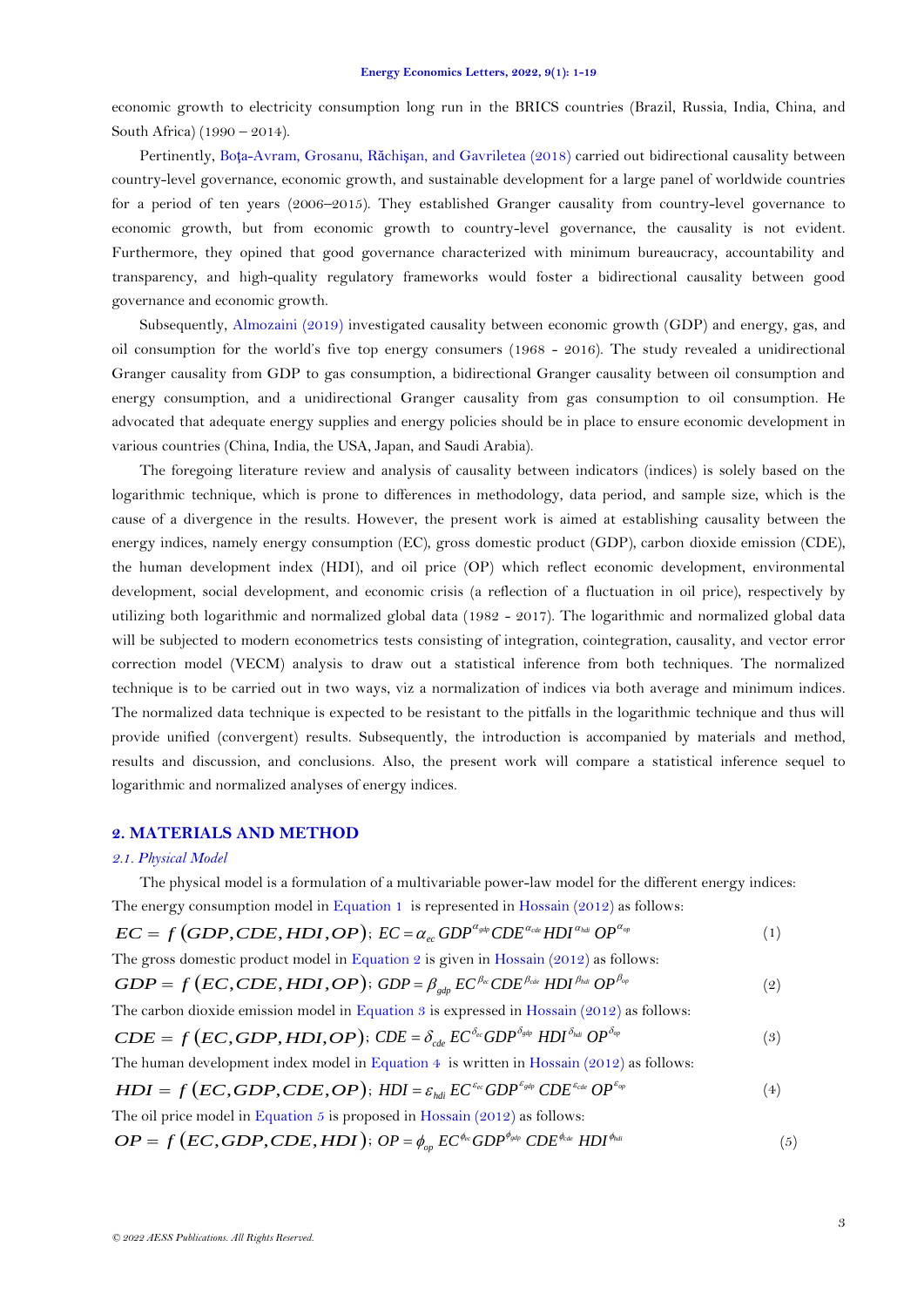economic growth to electricity consumption long run in the BRICS countries (Brazil, Russia, India, China, and South Africa) (1990 – 2014).

Pertinently, Boţa-Avram, Grosanu, Răchişan, and Gavriletea (2018) carried out bidirectional causality between country-level governance, economic growth, and sustainable development for a large panel of worldwide countries for a period of ten years (2006–2015). They established Granger causality from country-level governance to economic growth, but from economic growth to country-level governance, the causality is not evident. Furthermore, they opined that good governance characterized with minimum bureaucracy, accountability and transparency, and high-quality regulatory frameworks would foster a bidirectional causality between good governance and economic growth.

Subsequently, Almozaini (2019) investigated causality between economic growth (GDP) and energy, gas, and oil consumption for the world's five top energy consumers (1968 - 2016). The study revealed a unidirectional Granger causality from GDP to gas consumption, a bidirectional Granger causality between oil consumption and energy consumption, and a unidirectional Granger causality from gas consumption to oil consumption. He advocated that adequate energy supplies and energy policies should be in place to ensure economic development in various countries (China, India, the USA, Japan, and Saudi Arabia).

The foregoing literature review and analysis of causality between indicators (indices) is solely based on the logarithmic technique, which is prone to differences in methodology, data period, and sample size, which is the cause of a divergence in the results. However, the present work is aimed at establishing causality between the energy indices, namely energy consumption (EC), gross domestic product (GDP), carbon dioxide emission (CDE), the human development index (HDI), and oil price (OP) which reflect economic development, environmental development, social development, and economic crisis (a reflection of a fluctuation in oil price), respectively by utilizing both logarithmic and normalized global data (1982 - 2017). The logarithmic and normalized global data will be subjected to modern econometrics tests consisting of integration, cointegration, causality, and vector error correction model (VECM) analysis to draw out a statistical inference from both techniques. The normalized technique is to be carried out in two ways, viz a normalization of indices via both average and minimum indices. The normalized data technique is expected to be resistant to the pitfalls in the logarithmic technique and thus will provide unified (convergent) results. Subsequently, the introduction is accompanied by materials and method, results and discussion, and conclusions. Also, the present work will compare a statistical inference sequel to logarithmic and normalized analyses of energy indices.

## 2. MATERIALS AND METHOD

### *2.1. Physical Model*

The physical model is a formulation of a multivariable power-law model for the different energy indices:

The energy consumption model in Equation 1 is represented in Hossain (2012) as follows:

$$EC = f\left(GDP, CDE, HDI, OP\right);\; EC = \alpha_{ec}\, GDP^{\alpha_{gdp}} CDE^{\alpha_{cde}} HDI^{\alpha_{hdi}} OP^{\alpha_{op}} \tag{1}$$

The gross domestic product model in Equation 2 is given in Hossain (2012) as follows:

$$GDP = f\left(EC, CDE, HDI, OP\right);\; GDP = \beta_{gdp}\, EC^{\beta_{ec}} CDE^{\beta_{cde}} HDI^{\beta_{hdi}} OP^{\beta_{op}} \tag{2}$$

The carbon dioxide emission model in Equation 3 is expressed in Hossain (2012) as follows:

$$CDE = f\left(EC, GDP, HDI, OP\right);\; CDE = \delta_{cde}\, EC^{\delta_{ec}} GDP^{\delta_{gdp}} HDI^{\delta_{hdi}} OP^{\delta_{op}} \tag{3}$$

The human development index model in Equation 4 is written in Hossain (2012) as follows:

$$HDI = f\left(EC, GDP, CDE, OP\right);\; HDI = \varepsilon_{hdi}\, EC^{\varepsilon_{ec}} GDP^{\varepsilon_{gdp}} CDE^{\varepsilon_{cde}} OP^{\varepsilon_{op}} \tag{4}$$

The oil price model in Equation 5 is proposed in Hossain (2012) as follows:

$$OP = f\left(EC, GDP, CDE, HDI\right);\; OP = \phi_{op}\, EC^{\phi_{ec}} GDP^{\phi_{gdp}} CDE^{\phi_{cde}} HDI^{\phi_{hdi}} \tag{5}$$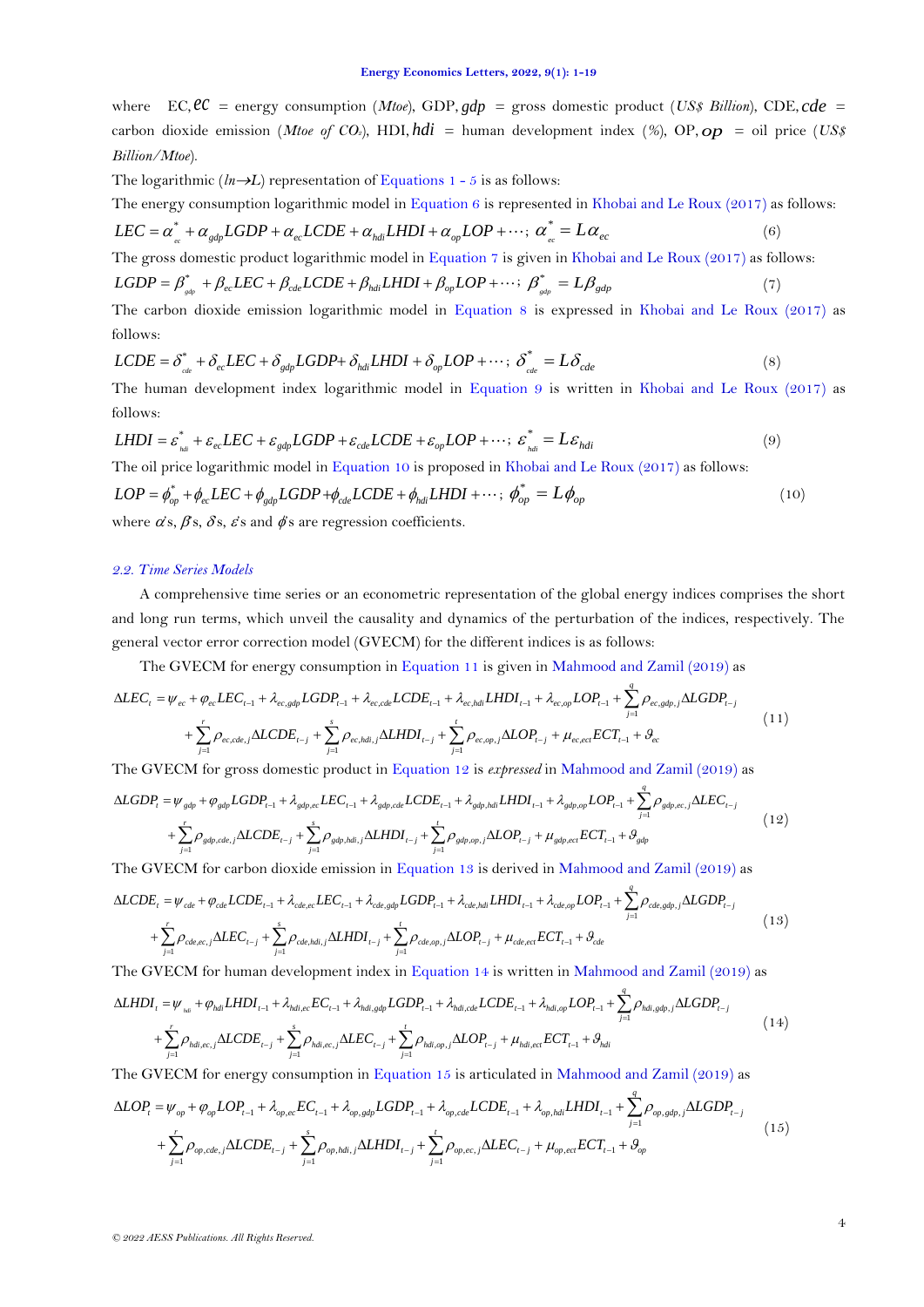where EC, $ec$ = energy consumption (*Mtoe*), GDP, $gdp$ = gross domestic product (*US$ Billion*), CDE, $cde$ = carbon dioxide emission (*Mtoe of CO₂*), HDI, $hdi$ = human development index (*%*), OP, $op$ = oil price (*US$ Billion/Mtoe*).

The logarithmic ($ln \rightarrow L$) representation of Equations 1 - 5 is as follows:

The energy consumption logarithmic model in Equation 6 is represented in Khobai and Le Roux (2017) as follows:

$$LEC = \alpha^*_{ec} + \alpha_{gdp} LGDP + \alpha_{ec} LCDE + \alpha_{hdi} LHDI + \alpha_{op} LOP + \cdots;\ \alpha^*_{ec} = L\alpha_{ec} \tag{6}$$

The gross domestic product logarithmic model in Equation 7 is given in Khobai and Le Roux (2017) as follows:

$$LGDP = \beta^*_{gdp} + \beta_{ec} LEC + \beta_{cde} LCDE + \beta_{hdi} LHDI + \beta_{op} LOP + \cdots;\ \beta^*_{gdp} = L\beta_{gdp} \tag{7}$$

The carbon dioxide emission logarithmic model in Equation 8 is expressed in Khobai and Le Roux (2017) as follows:

$$LCDE = \delta^*_{cde} + \delta_{ec} LEC + \delta_{gdp} LGDP + \delta_{hdi} LHDI + \delta_{op} LOP + \cdots;\ \delta^*_{cde} = L\delta_{cde} \tag{8}$$

The human development index logarithmic model in Equation 9 is written in Khobai and Le Roux (2017) as follows:

$$LHDI = \varepsilon^*_{hdi} + \varepsilon_{ec} LEC + \varepsilon_{gdp} LGDP + \varepsilon_{cde} LCDE + \varepsilon_{op} LOP + \cdots;\ \varepsilon^*_{hdi} = L\varepsilon_{hdi} \tag{9}$$

The oil price logarithmic model in Equation 10 is proposed in Khobai and Le Roux (2017) as follows:

$$LOP = \phi^*_{op} + \phi_{ec} LEC + \phi_{gdp} LGDP + \phi_{cde} LCDE + \phi_{hdi} LHDI + \cdots;\ \phi^*_{op} = L\phi_{op} \tag{10}$$

where $\alpha$'s, $\beta$'s, $\delta$'s, $\varepsilon$'s and $\phi$'s are regression coefficients.

### *2.2. Time Series Models*

A comprehensive time series or an econometric representation of the global energy indices comprises the short and long run terms, which unveil the causality and dynamics of the perturbation of the indices, respectively. The general vector error correction model (GVECM) for the different indices is as follows:

The GVECM for energy consumption in Equation 11 is given in Mahmood and Zamil (2019) as

$$\begin{aligned}\Delta LEC_t = {} & \psi_{ec} + \varphi_{ec} LEC_{t-1} + \lambda_{ec,gdp} LGDP_{t-1} + \lambda_{ec,cde} LCDE_{t-1} + \lambda_{ec,hdi} LHDI_{t-1} + \lambda_{ec,op} LOP_{t-1} + \sum_{j=1}^{q} \rho_{ec,gdp,j} \Delta LGDP_{t-j} \\ & + \sum_{j=1}^{r} \rho_{ec,cde,j} \Delta LCDE_{t-j} + \sum_{j=1}^{s} \rho_{ec,hdi,j} \Delta LHDI_{t-j} + \sum_{j=1}^{t} \rho_{ec,op,j} \Delta LOP_{t-j} + \mu_{ec,ect} ECT_{t-1} + \vartheta_{ec}\end{aligned} \tag{11}$$

The GVECM for gross domestic product in Equation 12 is *expressed* in Mahmood and Zamil (2019) as

$$\begin{aligned}\Delta LGDP_t = {} & \psi_{gdp} + \varphi_{gdp} LGDP_{t-1} + \lambda_{gdp,ec} LEC_{t-1} + \lambda_{gdp,cde} LCDE_{t-1} + \lambda_{gdp,hdi} LHDI_{t-1} + \lambda_{gdp,op} LOP_{t-1} + \sum_{j=1}^{q} \rho_{gdp,ec,j} \Delta LEC_{t-j} \\ & + \sum_{j=1}^{r} \rho_{gdp,cde,j} \Delta LCDE_{t-j} + \sum_{j=1}^{s} \rho_{gdp,hdi,j} \Delta LHDI_{t-j} + \sum_{j=1}^{t} \rho_{gdp,op,j} \Delta LOP_{t-j} + \mu_{gdp,ect} ECT_{t-1} + \vartheta_{gdp}\end{aligned} \tag{12}$$

The GVECM for carbon dioxide emission in Equation 13 is derived in Mahmood and Zamil (2019) as

$$\begin{aligned}\Delta LCDE_t = {} & \psi_{cde} + \varphi_{cde} LCDE_{t-1} + \lambda_{cde,ec} LEC_{t-1} + \lambda_{cde,gdp} LGDP_{t-1} + \lambda_{cde,hdi} LHDI_{t-1} + \lambda_{cde,op} LOP_{t-1} + \sum_{j=1}^{q} \rho_{cde,gdp,j} \Delta LGDP_{t-j} \\ & + \sum_{j=1}^{r} \rho_{cde,ec,j} \Delta LEC_{t-j} + \sum_{j=1}^{s} \rho_{cde,hdi,j} \Delta LHDI_{t-j} + \sum_{j=1}^{t} \rho_{cde,op,j} \Delta LOP_{t-j} + \mu_{cde,ect} ECT_{t-1} + \vartheta_{cde}\end{aligned} \tag{13}$$

The GVECM for human development index in Equation 14 is written in Mahmood and Zamil (2019) as

$$\begin{aligned}\Delta LHDI_t = {} & \psi_{hdi} + \varphi_{hdi} LHDI_{t-1} + \lambda_{hdi,ec} EC_{t-1} + \lambda_{hdi,gdp} LGDP_{t-1} + \lambda_{hdi,cde} LCDE_{t-1} + \lambda_{hdi,op} LOP_{t-1} + \sum_{j=1}^{q} \rho_{hdi,gdp,j} \Delta LGDP_{t-j} \\ & + \sum_{j=1}^{r} \rho_{hdi,ec,j} \Delta LCDE_{t-j} + \sum_{j=1}^{s} \rho_{hdi,ec,j} \Delta LEC_{t-j} + \sum_{j=1}^{t} \rho_{hdi,op,j} \Delta LOP_{t-j} + \mu_{hdi,ect} ECT_{t-1} + \vartheta_{hdi}\end{aligned} \tag{14}$$

The GVECM for energy consumption in Equation 15 is articulated in Mahmood and Zamil (2019) as

$$\begin{aligned}\Delta LOP_t = {} & \psi_{op} + \varphi_{op} LOP_{t-1} + \lambda_{op,ec} EC_{t-1} + \lambda_{op,gdp} LGDP_{t-1} + \lambda_{op,cde} LCDE_{t-1} + \lambda_{op,hdi} LHDI_{t-1} + \sum_{j=1}^{q} \rho_{op,gdp,j} \Delta LGDP_{t-j} \\ & + \sum_{j=1}^{r} \rho_{op,cde,j} \Delta LCDE_{t-j} + \sum_{j=1}^{s} \rho_{op,hdi,j} \Delta LHDI_{t-j} + \sum_{j=1}^{t} \rho_{op,ec,j} \Delta LEC_{t-j} + \mu_{op,ect} ECT_{t-1} + \vartheta_{op}\end{aligned} \tag{15}$$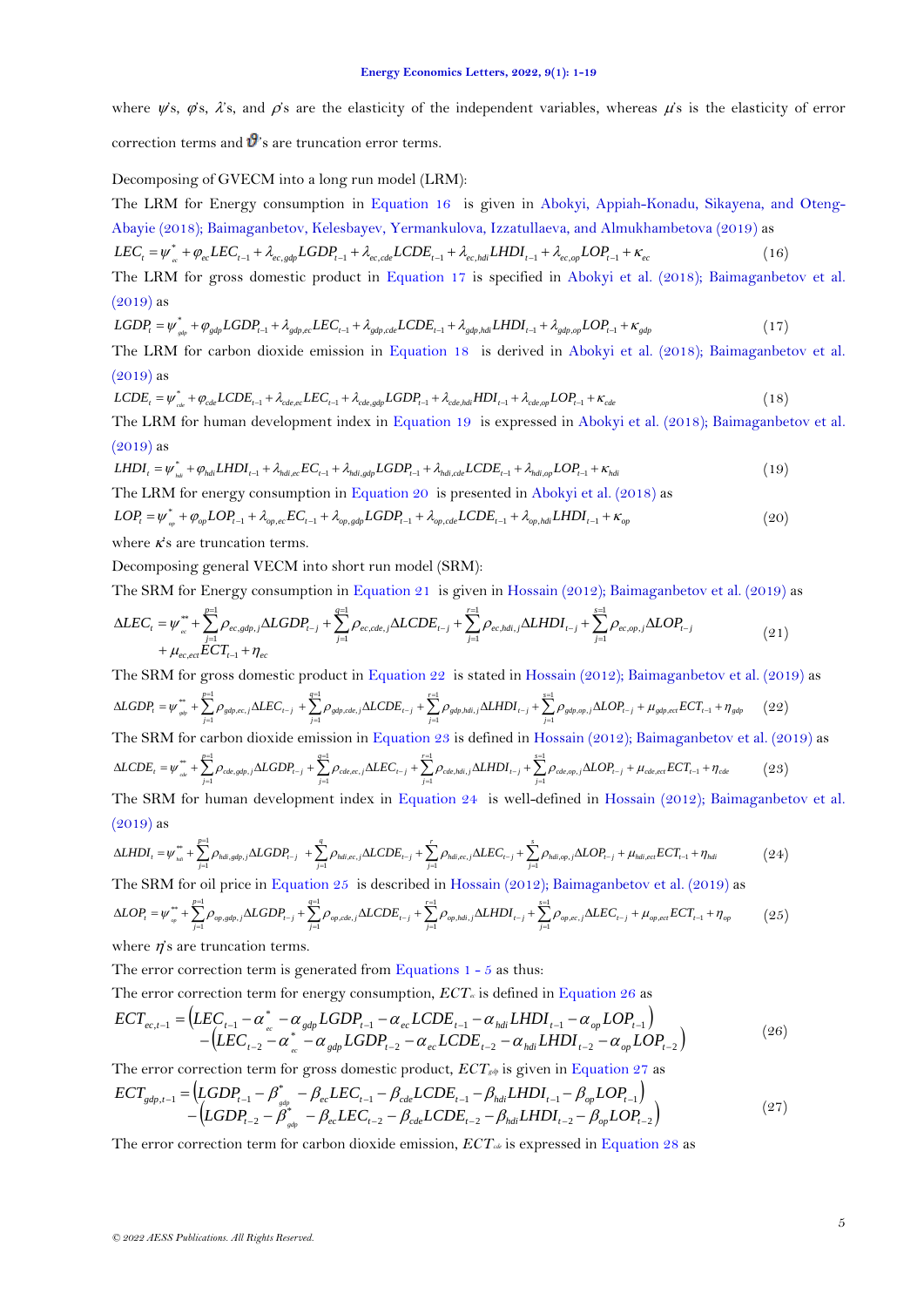where $\psi$'s, $\varphi$'s, $\lambda$'s, and $\rho$'s are the elasticity of the independent variables, whereas $\mu$'s is the elasticity of error correction terms and $\vartheta$'s are truncation error terms.

Decomposing of GVECM into a long run model (LRM):

The LRM for Energy consumption in Equation 16 is given in Abokyi, Appiah-Konadu, Sikayena, and Oteng-Abayie (2018); Baimaganbetov, Kelesbayev, Yermankulova, Izzatullaeva, and Almukhambetova (2019) as

$$LEC_t = \psi^*_{ec} + \varphi_{ec} LEC_{t-1} + \lambda_{ec,gdp} LGDP_{t-1} + \lambda_{ec,cde} LCDE_{t-1} + \lambda_{ec,hdi} LHDI_{t-1} + \lambda_{ec,op} LOP_{t-1} + \kappa_{ec} \tag{16}$$

The LRM for gross domestic product in Equation 17 is specified in Abokyi et al. (2018); Baimaganbetov et al. (2019) as

$$LGDP_t = \psi^*_{gdp} + \varphi_{gdp} LGDP_{t-1} + \lambda_{gdp,ec} LEC_{t-1} + \lambda_{gdp,cde} LCDE_{t-1} + \lambda_{gdp,hdi} LHDI_{t-1} + \lambda_{gdp,op} LOP_{t-1} + \kappa_{gdp} \tag{17}$$

The LRM for carbon dioxide emission in Equation 18 is derived in Abokyi et al. (2018); Baimaganbetov et al. (2019) as

$$LCDE_t = \psi^*_{cde} + \varphi_{cde} LCDE_{t-1} + \lambda_{cde,ec} LEC_{t-1} + \lambda_{cde,gdp} LGDP_{t-1} + \lambda_{cde,hdi} HDI_{t-1} + \lambda_{cde,op} LOP_{t-1} + \kappa_{cde} \tag{18}$$

The LRM for human development index in Equation 19 is expressed in Abokyi et al. (2018); Baimaganbetov et al. (2019) as

$$LHDI_t = \psi^*_{hdi} + \varphi_{hdi} LHDI_{t-1} + \lambda_{hdi,ec} EC_{t-1} + \lambda_{hdi,gdp} LGDP_{t-1} + \lambda_{hdi,cde} LCDE_{t-1} + \lambda_{hdi,op} LOP_{t-1} + \kappa_{hdi} \tag{19}$$

The LRM for energy consumption in Equation 20 is presented in Abokyi et al. (2018) as

$$LOP_t = \psi^*_{op} + \varphi_{op} LOP_{t-1} + \lambda_{op,ec} EC_{t-1} + \lambda_{op,gdp} LGDP_{t-1} + \lambda_{op,cde} LCDE_{t-1} + \lambda_{op,hdi} LHDI_{t-1} + \kappa_{op} \tag{20}$$

where $\kappa$'s are truncation terms.

Decomposing general VECM into short run model (SRM):

The SRM for Energy consumption in Equation 21 is given in Hossain (2012); Baimaganbetov et al. (2019) as

$$\Delta LEC_t = \psi^{**}_{ec} + \sum_{j=1}^{p=1} \rho_{ec,gdp,j} \Delta LGDP_{t-j} + \sum_{j=1}^{q=1} \rho_{ec,cde,j} \Delta LCDE_{t-j} + \sum_{j=1}^{r=1} \rho_{ec,hdi,j} \Delta LHDI_{t-j} + \sum_{j=1}^{s=1} \rho_{ec,op,j} \Delta LOP_{t-j} + \mu_{ec,ect} ECT_{t-1} + \eta_{ec} \tag{21}$$

The SRM for gross domestic product in Equation 22 is stated in Hossain (2012); Baimaganbetov et al. (2019) as

$$\Delta LGDP_t = \psi^{**}_{gdp} + \sum_{j=1}^{p=1} \rho_{gdp,ec,j} \Delta LEC_{t-j} + \sum_{j=1}^{q=1} \rho_{gdp,cde,j} \Delta LCDE_{t-j} + \sum_{j=1}^{r=1} \rho_{gdp,hdi,j} \Delta LHDI_{t-j} + \sum_{j=1}^{s=1} \rho_{gdp,op,j} \Delta LOP_{t-j} + \mu_{gdp,ect} ECT_{t-1} + \eta_{gdp} \tag{22}$$

The SRM for carbon dioxide emission in Equation 23 is defined in Hossain (2012); Baimaganbetov et al. (2019) as

$$\Delta LCDE_t = \psi^{**}_{cde} + \sum_{j=1}^{p=1} \rho_{cde,gdp,j} \Delta LGDP_{t-j} + \sum_{j=1}^{q=1} \rho_{cde,ec,j} \Delta LEC_{t-j} + \sum_{j=1}^{r=1} \rho_{cde,hdi,j} \Delta LHDI_{t-j} + \sum_{j=1}^{s=1} \rho_{cde,op,j} \Delta LOP_{t-j} + \mu_{cde,ect} ECT_{t-1} + \eta_{cde} \tag{23}$$

The SRM for human development index in Equation 24 is well-defined in Hossain (2012); Baimaganbetov et al. (2019) as

$$\Delta LHDI_t = \psi^{**}_{hdi} + \sum_{j=1}^{p=1} \rho_{hdi,gdp,j} \Delta LGDP_{t-j} + \sum_{j=1}^{q} \rho_{hdi,ec,j} \Delta LCDE_{t-j} + \sum_{j=1}^{r} \rho_{hdi,ec,j} \Delta LEC_{t-j} + \sum_{j=1}^{s} \rho_{hdi,op,j} \Delta LOP_{t-j} + \mu_{hdi,ect} ECT_{t-1} + \eta_{hdi} \tag{24}$$

The SRM for oil price in Equation 25 is described in Hossain (2012); Baimaganbetov et al. (2019) as

$$\Delta LOP_t = \psi^{**}_{op} + \sum_{j=1}^{p=1} \rho_{op,gdp,j} \Delta LGDP_{t-j} + \sum_{j=1}^{q=1} \rho_{op,cde,j} \Delta LCDE_{t-j} + \sum_{j=1}^{r=1} \rho_{op,hdi,j} \Delta LHDI_{t-j} + \sum_{j=1}^{s=1} \rho_{op,ec,j} \Delta LEC_{t-j} + \mu_{op,ect} ECT_{t-1} + \eta_{op} \tag{25}$$

where $\eta$'s are truncation terms.

The error correction term is generated from Equations 1 - 5 as thus:

The error correction term for energy consumption, $ECT_{ec}$ is defined in Equation 26 as

$$\begin{aligned} ECT_{ec,t-1} = & \left(LEC_{t-1} - \alpha^*_{ec} - \alpha_{gdp} LGDP_{t-1} - \alpha_{ec} LCDE_{t-1} - \alpha_{hdi} LHDI_{t-1} - \alpha_{op} LOP_{t-1}\right) \\ & - \left(LEC_{t-2} - \alpha^*_{ec} - \alpha_{gdp} LGDP_{t-2} - \alpha_{ec} LCDE_{t-2} - \alpha_{hdi} LHDI_{t-2} - \alpha_{op} LOP_{t-2}\right) \end{aligned} \tag{26}$$

The error correction term for gross domestic product, $ECT_{gdp}$ is given in Equation 27 as

$$\begin{aligned} ECT_{gdp,t-1} = & \left(LGDP_{t-1} - \beta^*_{gdp} - \beta_{ec} LEC_{t-1} - \beta_{cde} LCDE_{t-1} - \beta_{hdi} LHDI_{t-1} - \beta_{op} LOP_{t-1}\right) \\ & - \left(LGDP_{t-2} - \beta^*_{gdp} - \beta_{ec} LEC_{t-2} - \beta_{cde} LCDE_{t-2} - \beta_{hdi} LHDI_{t-2} - \beta_{op} LOP_{t-2}\right) \end{aligned} \tag{27}$$

The error correction term for carbon dioxide emission, $ECT_{cde}$ is expressed in Equation 28 as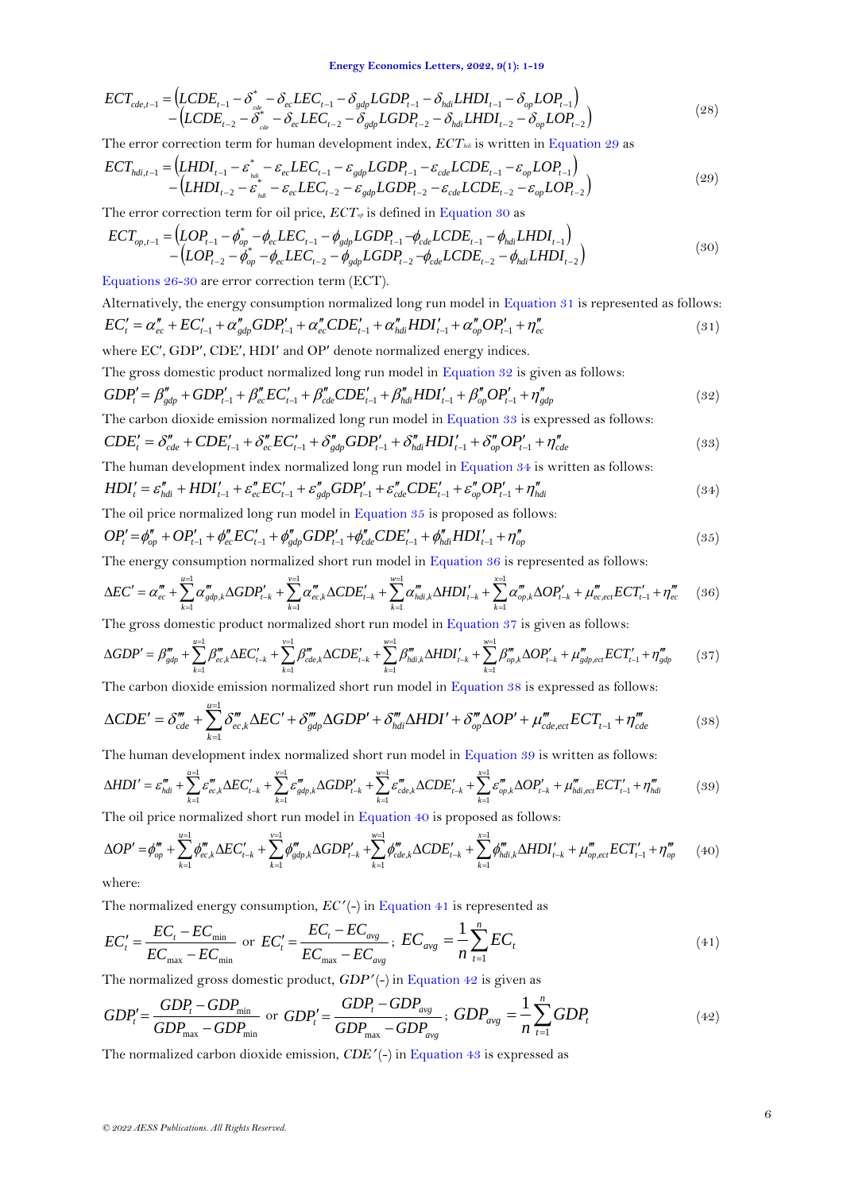$$ECT_{cde,t-1} = \left(LCDE_{t-1} - \delta^{*}_{cde} - \delta_{ec}LEC_{t-1} - \delta_{gdp}LGDP_{t-1} - \delta_{hdi}LHDI_{t-1} - \delta_{op}LOP_{t-1}\right) - \left(LCDE_{t-2} - \delta^{*}_{cde} - \delta_{ec}LEC_{t-2} - \delta_{gdp}LGDP_{t-2} - \delta_{hdi}LHDI_{t-2} - \delta_{op}LOP_{t-2}\right) \quad (28)$$

The error correction term for human development index, $ECT_{hdi}$ is written in Equation 29 as

$$ECT_{hdi,t-1} = \left(LHDI_{t-1} - \varepsilon^{*}_{hdi} - \varepsilon_{ec}LEC_{t-1} - \varepsilon_{gdp}LGDP_{t-1} - \varepsilon_{cde}LCDE_{t-1} - \varepsilon_{op}LOP_{t-1}\right) - \left(LHDI_{t-2} - \varepsilon^{*}_{hdi} - \varepsilon_{ec}LEC_{t-2} - \varepsilon_{gdp}LGDP_{t-2} - \varepsilon_{cde}LCDE_{t-2} - \varepsilon_{op}LOP_{t-2}\right) \quad (29)$$

The error correction term for oil price, $ECT_{op}$ is defined in Equation 30 as

$$ECT_{op,t-1} = \left(LOP_{t-1} - \phi^{*}_{op} - \phi_{ec}LEC_{t-1} - \phi_{gdp}LGDP_{t-1} - \phi_{cde}LCDE_{t-1} - \phi_{hdi}LHDI_{t-1}\right) - \left(LOP_{t-2} - \phi^{*}_{op} - \phi_{ec}LEC_{t-2} - \phi_{gdp}LGDP_{t-2} - \phi_{cde}LCDE_{t-2} - \phi_{hdi}LHDI_{t-2}\right) \quad (30)$$

Equations 26-30 are error correction term (ECT).

Alternatively, the energy consumption normalized long run model in Equation 31 is represented as follows:

$$EC'_t = \alpha''_{ec} + EC'_{t-1} + \alpha''_{gdp}GDP'_{t-1} + \alpha''_{cde}CDE'_{t-1} + \alpha''_{hdi}HDI'_{t-1} + \alpha''_{op}OP'_{t-1} + \eta''_{ec} \quad (31)$$

where EC′, GDP′, CDE′, HDI′ and OP′ denote normalized energy indices.

The gross domestic product normalized long run model in Equation 32 is given as follows:

$$GDP'_t = \beta''_{gdp} + GDP'_{t-1} + \beta''_{ec}EC'_{t-1} + \beta''_{cde}CDE'_{t-1} + \beta''_{hdi}HDI'_{t-1} + \beta''_{op}OP'_{t-1} + \eta''_{gdp} \quad (32)$$

The carbon dioxide emission normalized long run model in Equation 33 is expressed as follows:

$$CDE'_t = \delta''_{cde} + CDE'_{t-1} + \delta''_{ec}EC'_{t-1} + \delta''_{gdp}GDP'_{t-1} + \delta''_{hdi}HDI'_{t-1} + \delta''_{op}OP'_{t-1} + \eta''_{cde} \quad (33)$$

The human development index normalized long run model in Equation 34 is written as follows:

$$HDI'_t = \varepsilon''_{hdi} + HDI'_{t-1} + \varepsilon''_{ec}EC'_{t-1} + \varepsilon''_{gdp}GDP'_{t-1} + \varepsilon''_{cde}CDE'_{t-1} + \varepsilon''_{op}OP'_{t-1} + \eta''_{hdi} \quad (34)$$

The oil price normalized long run model in Equation 35 is proposed as follows:

$$OP'_t = \phi''_{op} + OP'_{t-1} + \phi''_{ec}EC'_{t-1} + \phi''_{gdp}GDP'_{t-1} + \phi''_{cde}CDE'_{t-1} + \phi''_{hdi}HDI'_{t-1} + \eta''_{op} \quad (35)$$

The energy consumption normalized short run model in Equation 36 is represented as follows:

$$\Delta EC' = \alpha'''_{ec} + \sum_{k=1}^{u=1}\alpha'''_{gdp,k}\Delta GDP'_{t-k} + \sum_{k=1}^{v=1}\alpha'''_{ec,k}\Delta CDE'_{t-k} + \sum_{k=1}^{w=1}\alpha'''_{hdi,k}\Delta HDI'_{t-k} + \sum_{k=1}^{x=1}\alpha'''_{op,k}\Delta OP'_{t-k} + \mu'''_{ec,ect}ECT'_{t-1} + \eta'''_{ec} \quad (36)$$

The gross domestic product normalized short run model in Equation 37 is given as follows:

$$\Delta GDP' = \beta'''_{gdp} + \sum_{k=1}^{u=1}\beta'''_{ec,k}\Delta EC'_{t-k} + \sum_{k=1}^{v=1}\beta'''_{cde,k}\Delta CDE'_{t-k} + \sum_{k=1}^{w=1}\beta'''_{hdi,k}\Delta HDI'_{t-k} + \sum_{k=1}^{w=1}\beta'''_{op,k}\Delta OP'_{t-k} + \mu'''_{gdp,ect}ECT'_{t-1} + \eta'''_{gdp} \quad (37)$$

The carbon dioxide emission normalized short run model in Equation 38 is expressed as follows:

$$\Delta CDE' = \delta'''_{cde} + \sum_{k=1}^{u=1}\delta'''_{ec,k}\Delta EC' + \delta'''_{gdp}\Delta GDP' + \delta'''_{hdi}\Delta HDI' + \delta'''_{op}\Delta OP' + \mu'''_{cde,ect}ECT_{t-1} + \eta'''_{cde} \quad (38)$$

The human development index normalized short run model in Equation 39 is written as follows:

$$\Delta HDI' = \varepsilon'''_{hdi} + \sum_{k=1}^{u=1}\varepsilon'''_{ec,k}\Delta EC'_{t-k} + \sum_{k=1}^{v=1}\varepsilon'''_{gdp,k}\Delta GDP'_{t-k} + \sum_{k=1}^{w=1}\varepsilon'''_{cde,k}\Delta CDE'_{t-k} + \sum_{k=1}^{x=1}\varepsilon'''_{op,k}\Delta OP'_{t-k} + \mu'''_{hdi,ect}ECT'_{t-1} + \eta'''_{hdi} \quad (39)$$

The oil price normalized short run model in Equation 40 is proposed as follows:

$$\Delta OP' = \phi'''_{op} + \sum_{k=1}^{u=1}\phi'''_{ec,k}\Delta EC'_{t-k} + \sum_{k=1}^{v=1}\phi'''_{gdp,k}\Delta GDP'_{t-k} + \sum_{k=1}^{w=1}\phi'''_{cde,k}\Delta CDE'_{t-k} + \sum_{k=1}^{x=1}\phi'''_{hdi,k}\Delta HDI'_{t-k} + \mu'''_{op,ect}ECT'_{t-1} + \eta'''_{op} \quad (40)$$

where:

The normalized energy consumption, $EC'$(-) in Equation 41 is represented as

$$EC'_t = \frac{EC_t - EC_{\min}}{EC_{\max} - EC_{\min}} \text{ or } EC'_t = \frac{EC_t - EC_{avg}}{EC_{\max} - EC_{avg}};\ EC_{avg} = \frac{1}{n}\sum_{t=1}^{n}EC_t \quad (41)$$

The normalized gross domestic product, $GDP'$(-) in Equation 42 is given as

$$GDP'_t = \frac{GDP_t - GDP_{\min}}{GDP_{\max} - GDP_{\min}} \text{ or } GDP'_t = \frac{GDP_t - GDP_{avg}}{GDP_{\max} - GDP_{avg}};\ GDP_{avg} = \frac{1}{n}\sum_{t=1}^{n}GDP_t \quad (42)$$

The normalized carbon dioxide emission, $CDE'$(-) in Equation 43 is expressed as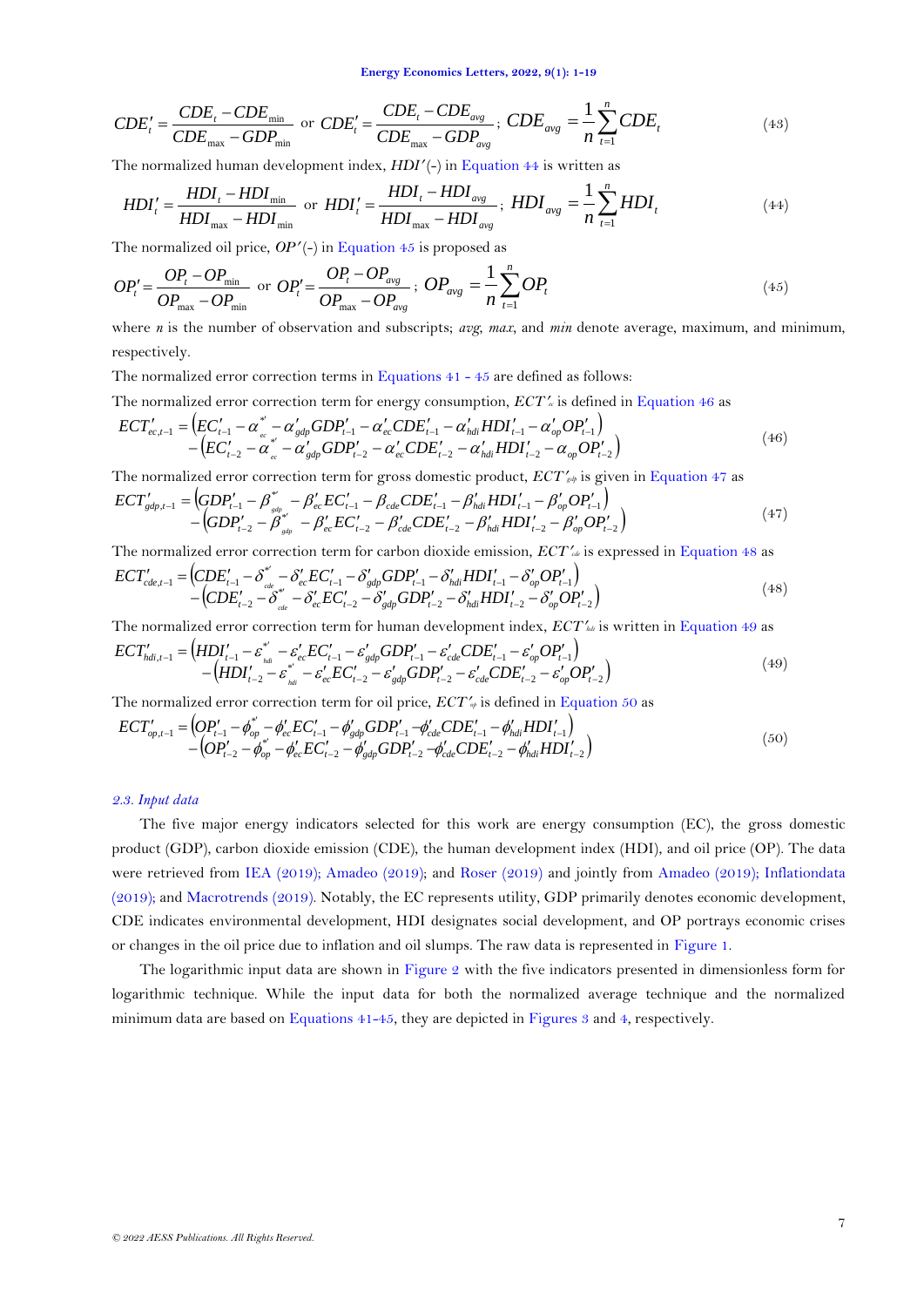$$CDE'_t = \frac{CDE_t - CDE_{\min}}{CDE_{\max} - GDP_{\min}} \text{ or } CDE'_t = \frac{CDE_t - CDE_{avg}}{CDE_{\max} - GDP_{avg}};\ CDE_{avg} = \frac{1}{n}\sum_{t=1}^{n} CDE_t \tag{43}$$

The normalized human development index, $HDI'$(-) in Equation 44 is written as

$$HDI'_t = \frac{HDI_t - HDI_{\min}}{HDI_{\max} - HDI_{\min}} \text{ or } HDI'_t = \frac{HDI_t - HDI_{avg}}{HDI_{\max} - HDI_{avg}};\ HDI_{avg} = \frac{1}{n}\sum_{t=1}^{n} HDI_t \tag{44}$$

The normalized oil price, $OP'$(-) in Equation 45 is proposed as

$$OP'_t = \frac{OP_t - OP_{\min}}{OP_{\max} - OP_{\min}} \text{ or } OP'_t = \frac{OP_t - OP_{avg}}{OP_{\max} - OP_{avg}};\ OP_{avg} = \frac{1}{n}\sum_{t=1}^{n} OP_t \tag{45}$$

where *n* is the number of observation and subscripts; *avg*, *max*, and *min* denote average, maximum, and minimum, respectively.

The normalized error correction terms in Equations 41 - 45 are defined as follows:

The normalized error correction term for energy consumption, $ECT'_{ec}$ is defined in Equation 46 as

$$\begin{aligned} ECT'_{ec,t-1} = &\left(EC'_{t-1} - \alpha^{*'}_{ec} - \alpha'_{gdp} GDP'_{t-1} - \alpha'_{ec} CDE'_{t-1} - \alpha'_{hdi} HDI'_{t-1} - \alpha'_{op} OP'_{t-1}\right) \\ &-\left(EC'_{t-2} - \alpha^{*'}_{ec} - \alpha'_{gdp} GDP'_{t-2} - \alpha'_{ec} CDE'_{t-2} - \alpha'_{hdi} HDI'_{t-2} - \alpha_{op} OP'_{t-2}\right) \end{aligned} \tag{46}$$

The normalized error correction term for gross domestic product, $ECT'_{gdp}$ is given in Equation 47 as

$$\begin{aligned} ECT'_{gdp,t-1} = &\left(GDP'_{t-1} - \beta^{*'}_{gdp} - \beta'_{ec} EC'_{t-1} - \beta_{cde} CDE'_{t-1} - \beta'_{hdi} HDI'_{t-1} - \beta'_{op} OP'_{t-1}\right) \\ &-\left(GDP'_{t-2} - \beta^{*'}_{gdp} - \beta'_{ec} EC'_{t-2} - \beta'_{cde} CDE'_{t-2} - \beta'_{hdi} HDI'_{t-2} - \beta'_{op} OP'_{t-2}\right) \end{aligned} \tag{47}$$

The normalized error correction term for carbon dioxide emission, $ECT'_{cde}$ is expressed in Equation 48 as

$$\begin{aligned} ECT'_{cde,t-1} = &\left(CDE'_{t-1} - \delta^{*'}_{cde} - \delta'_{ec} EC'_{t-1} - \delta'_{gdp} GDP'_{t-1} - \delta'_{hdi} HDI'_{t-1} - \delta'_{op} OP'_{t-1}\right) \\ &-\left(CDE'_{t-2} - \delta^{*'}_{cde} - \delta'_{ec} EC'_{t-2} - \delta'_{gdp} GDP'_{t-2} - \delta'_{hdi} HDI'_{t-2} - \delta'_{op} OP'_{t-2}\right) \end{aligned} \tag{48}$$

The normalized error correction term for human development index, $ECT'_{hdi}$ is written in Equation 49 as

$$\begin{aligned} ECT'_{hdi,t-1} = &\left(HDI'_{t-1} - \varepsilon^{*'}_{hdi} - \varepsilon'_{ec} EC'_{t-1} - \varepsilon'_{gdp} GDP'_{t-1} - \varepsilon'_{cde} CDE'_{t-1} - \varepsilon'_{op} OP'_{t-1}\right) \\ &-\left(HDI'_{t-2} - \varepsilon^{*'}_{hdi} - \varepsilon'_{ec} EC'_{t-2} - \varepsilon'_{gdp} GDP'_{t-2} - \varepsilon'_{cde} CDE'_{t-2} - \varepsilon'_{op} OP'_{t-2}\right) \end{aligned} \tag{49}$$

The normalized error correction term for oil price, $ECT'_{op}$ is defined in Equation 50 as

$$\begin{aligned} ECT'_{op,t-1} = &\left(OP'_{t-1} - \phi^{*'}_{op} - \phi'_{ec} EC'_{t-1} - \phi'_{gdp} GDP'_{t-1} - \phi'_{cde} CDE'_{t-1} - \phi'_{hdi} HDI'_{t-1}\right) \\ &-\left(OP'_{t-2} - \phi^{*'}_{op} - \phi'_{ec} EC'_{t-2} - \phi'_{gdp} GDP'_{t-2} - \phi'_{cde} CDE'_{t-2} - \phi'_{hdi} HDI'_{t-2}\right) \end{aligned} \tag{50}$$

### *2.3. Input data*

The five major energy indicators selected for this work are energy consumption (EC), the gross domestic product (GDP), carbon dioxide emission (CDE), the human development index (HDI), and oil price (OP). The data were retrieved from IEA (2019); Amadeo (2019); and Roser (2019) and jointly from Amadeo (2019); Inflationdata (2019); and Macrotrends (2019). Notably, the EC represents utility, GDP primarily denotes economic development, CDE indicates environmental development, HDI designates social development, and OP portrays economic crises or changes in the oil price due to inflation and oil slumps. The raw data is represented in Figure 1.

The logarithmic input data are shown in Figure 2 with the five indicators presented in dimensionless form for logarithmic technique. While the input data for both the normalized average technique and the normalized minimum data are based on Equations 41-45, they are depicted in Figures 3 and 4, respectively.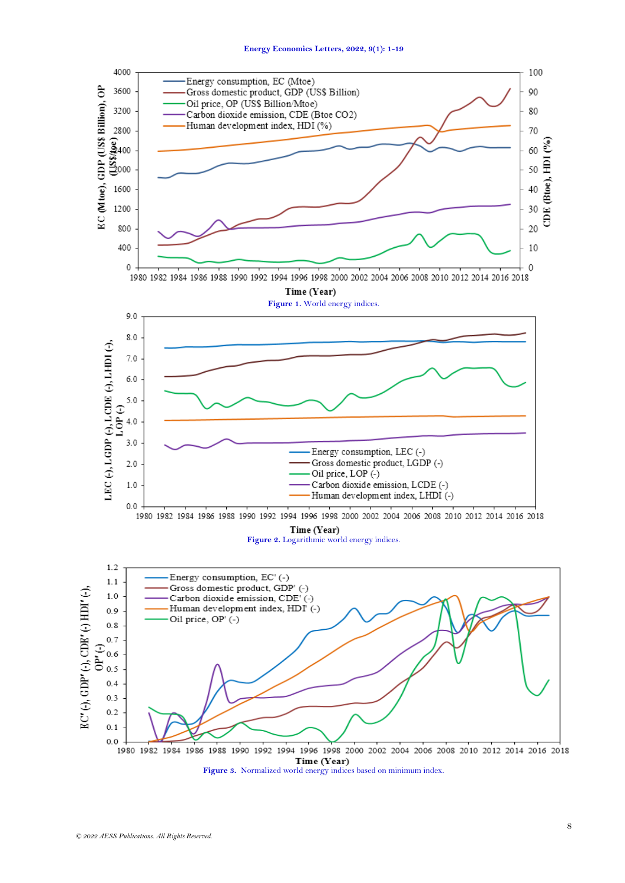Figure 1. World energy indices.

Figure 2. Logarithmic world energy indices.

Figure 3. Normalized world energy indices based on minimum index.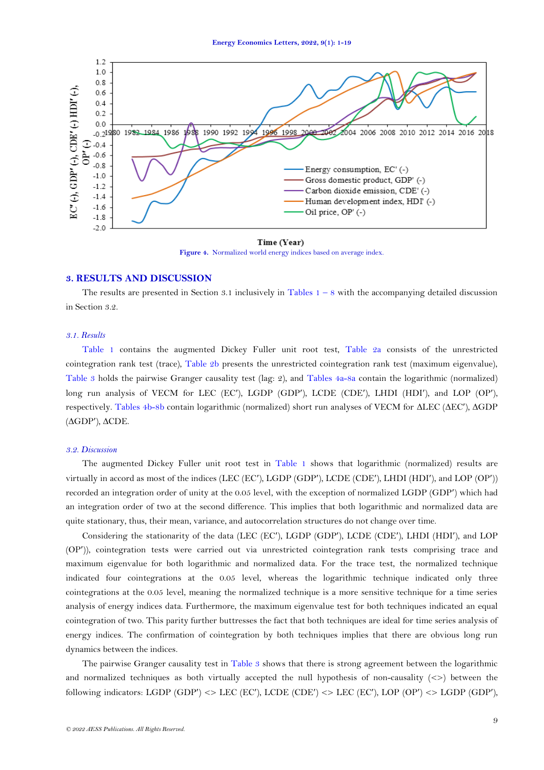Figure 4. Normalized world energy indices based on average index.

## 3. RESULTS AND DISCUSSION

The results are presented in Section 3.1 inclusively in Tables 1 – 8 with the accompanying detailed discussion in Section 3.2.

### 3.1. Results

Table 1 contains the augmented Dickey Fuller unit root test, Table 2a consists of the unrestricted cointegration rank test (trace), Table 2b presents the unrestricted cointegration rank test (maximum eigenvalue), Table 3 holds the pairwise Granger causality test (lag: 2), and Tables 4a-8a contain the logarithmic (normalized) long run analysis of VECM for LEC (EC′), LGDP (GDP′), LCDE (CDE′), LHDI (HDI′), and LOP (OP′), respectively. Tables 4b-8b contain logarithmic (normalized) short run analyses of VECM for ΔLEC (ΔEC′), ΔGDP (ΔGDP′), ΔCDE.

### 3.2. Discussion

The augmented Dickey Fuller unit root test in Table 1 shows that logarithmic (normalized) results are virtually in accord as most of the indices (LEC (EC′), LGDP (GDP′), LCDE (CDE′), LHDI (HDI′), and LOP (OP′)) recorded an integration order of unity at the 0.05 level, with the exception of normalized LGDP (GDP′) which had an integration order of two at the second difference. This implies that both logarithmic and normalized data are quite stationary, thus, their mean, variance, and autocorrelation structures do not change over time.

Considering the stationarity of the data (LEC (EC′), LGDP (GDP′), LCDE (CDE′), LHDI (HDI′), and LOP (OP′)), cointegration tests were carried out via unrestricted cointegration rank tests comprising trace and maximum eigenvalue for both logarithmic and normalized data. For the trace test, the normalized technique indicated four cointegrations at the 0.05 level, whereas the logarithmic technique indicated only three cointegrations at the 0.05 level, meaning the normalized technique is a more sensitive technique for a time series analysis of energy indices data. Furthermore, the maximum eigenvalue test for both techniques indicated an equal cointegration of two. This parity further buttresses the fact that both techniques are ideal for time series analysis of energy indices. The confirmation of cointegration by both techniques implies that there are obvious long run dynamics between the indices.

The pairwise Granger causality test in Table 3 shows that there is strong agreement between the logarithmic and normalized techniques as both virtually accepted the null hypothesis of non-causality (<>) between the following indicators: LGDP (GDP′) <> LEC (EC′), LCDE (CDE′) <> LEC (EC′), LOP (OP′) <> LGDP (GDP′),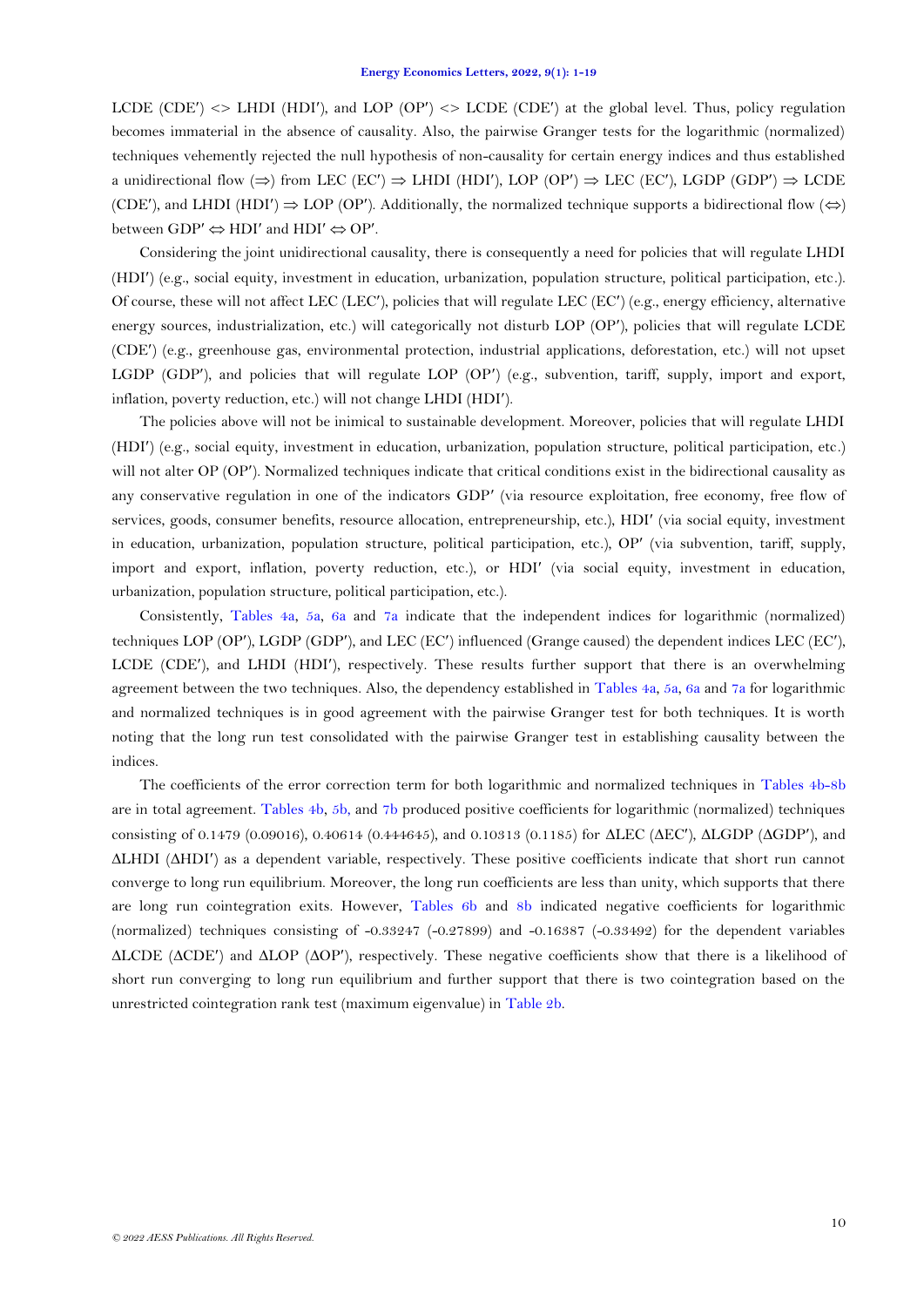LCDE (CDE′) <> LHDI (HDI′), and LOP (OP′) <> LCDE (CDE′) at the global level. Thus, policy regulation becomes immaterial in the absence of causality. Also, the pairwise Granger tests for the logarithmic (normalized) techniques vehemently rejected the null hypothesis of non-causality for certain energy indices and thus established a unidirectional flow (⇒) from LEC (EC′) ⇒ LHDI (HDI′), LOP (OP′) ⇒ LEC (EC′), LGDP (GDP′) ⇒ LCDE (CDE′), and LHDI (HDI′) ⇒ LOP (OP′). Additionally, the normalized technique supports a bidirectional flow (⇔) between GDP′ ⇔ HDI′ and HDI′ ⇔ OP′.

Considering the joint unidirectional causality, there is consequently a need for policies that will regulate LHDI (HDI′) (e.g., social equity, investment in education, urbanization, population structure, political participation, etc.). Of course, these will not affect LEC (LEC′), policies that will regulate LEC (EC′) (e.g., energy efficiency, alternative energy sources, industrialization, etc.) will categorically not disturb LOP (OP′), policies that will regulate LCDE (CDE′) (e.g., greenhouse gas, environmental protection, industrial applications, deforestation, etc.) will not upset LGDP (GDP′), and policies that will regulate LOP (OP′) (e.g., subvention, tariff, supply, import and export, inflation, poverty reduction, etc.) will not change LHDI (HDI′).

The policies above will not be inimical to sustainable development. Moreover, policies that will regulate LHDI (HDI′) (e.g., social equity, investment in education, urbanization, population structure, political participation, etc.) will not alter OP (OP′). Normalized techniques indicate that critical conditions exist in the bidirectional causality as any conservative regulation in one of the indicators GDP′ (via resource exploitation, free economy, free flow of services, goods, consumer benefits, resource allocation, entrepreneurship, etc.), HDI′ (via social equity, investment in education, urbanization, population structure, political participation, etc.), OP′ (via subvention, tariff, supply, import and export, inflation, poverty reduction, etc.), or HDI′ (via social equity, investment in education, urbanization, population structure, political participation, etc.).

Consistently, Tables 4a, 5a, 6a and 7a indicate that the independent indices for logarithmic (normalized) techniques LOP (OP′), LGDP (GDP′), and LEC (EC′) influenced (Grange caused) the dependent indices LEC (EC′), LCDE (CDE′), and LHDI (HDI′), respectively. These results further support that there is an overwhelming agreement between the two techniques. Also, the dependency established in Tables 4a, 5a, 6a and 7a for logarithmic and normalized techniques is in good agreement with the pairwise Granger test for both techniques. It is worth noting that the long run test consolidated with the pairwise Granger test in establishing causality between the indices.

The coefficients of the error correction term for both logarithmic and normalized techniques in Tables 4b-8b are in total agreement. Tables 4b, 5b, and 7b produced positive coefficients for logarithmic (normalized) techniques consisting of 0.1479 (0.09016), 0.40614 (0.444645), and 0.10313 (0.1185) for ΔLEC (ΔEC′), ΔLGDP (ΔGDP′), and ΔLHDI (ΔHDI′) as a dependent variable, respectively. These positive coefficients indicate that short run cannot converge to long run equilibrium. Moreover, the long run coefficients are less than unity, which supports that there are long run cointegration exits. However, Tables 6b and 8b indicated negative coefficients for logarithmic (normalized) techniques consisting of -0.33247 (-0.27899) and -0.16387 (-0.33492) for the dependent variables ΔLCDE (ΔCDE′) and ΔLOP (ΔOP′), respectively. These negative coefficients show that there is a likelihood of short run converging to long run equilibrium and further support that there is two cointegration based on the unrestricted cointegration rank test (maximum eigenvalue) in Table 2b.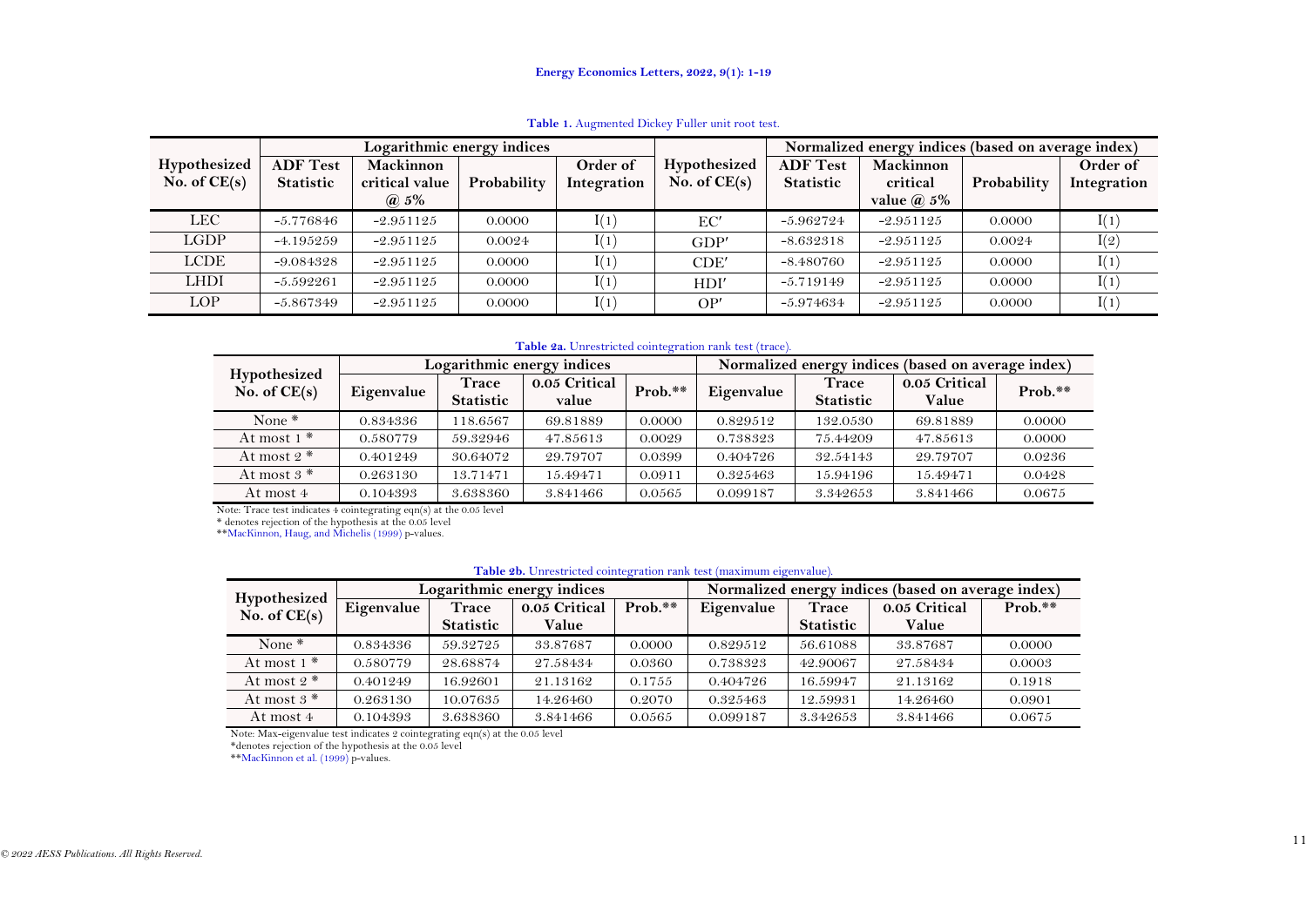**Table 1.** Augmented Dickey Fuller unit root test.

| Hypothesized No. of CE(s) | Logarithmic energy indices | | | | Hypothesized No. of CE(s) | Normalized energy indices (based on average index) | | | |
|---|---|---|---|---|---|---|---|---|---|
| | ADF Test Statistic | Mackinnon critical value @ 5% | Probability | Order of Integration | | ADF Test Statistic | Mackinnon critical value @ 5% | Probability | Order of Integration |
| LEC | -5.776846 | -2.951125 | 0.0000 | I(1) | EC′ | -5.962724 | -2.951125 | 0.0000 | I(1) |
| LGDP | -4.195259 | -2.951125 | 0.0024 | I(1) | GDP′ | -8.632318 | -2.951125 | 0.0024 | I(2) |
| LCDE | -9.084328 | -2.951125 | 0.0000 | I(1) | CDE′ | -8.480760 | -2.951125 | 0.0000 | I(1) |
| LHDI | -5.592261 | -2.951125 | 0.0000 | I(1) | HDI′ | -5.719149 | -2.951125 | 0.0000 | I(1) |
| LOP | -5.867349 | -2.951125 | 0.0000 | I(1) | OP′ | -5.974634 | -2.951125 | 0.0000 | I(1) |

**Table 2a.** Unrestricted cointegration rank test (trace).

| Hypothesized No. of CE(s) | Logarithmic energy indices | | | | Normalized energy indices (based on average index) | | | |
|---|---|---|---|---|---|---|---|---|
| | Eigenvalue | Trace Statistic | 0.05 Critical value | Prob.** | Eigenvalue | Trace Statistic | 0.05 Critical Value | Prob.** |
| None * | 0.834336 | 118.6567 | 69.81889 | 0.0000 | 0.829512 | 132.0530 | 69.81889 | 0.0000 |
| At most 1 * | 0.580779 | 59.32946 | 47.85613 | 0.0029 | 0.738323 | 75.44209 | 47.85613 | 0.0000 |
| At most 2 * | 0.401249 | 30.64072 | 29.79707 | 0.0399 | 0.404726 | 32.54143 | 29.79707 | 0.0236 |
| At most 3 * | 0.263130 | 13.71471 | 15.49471 | 0.0911 | 0.325463 | 15.94196 | 15.49471 | 0.0428 |
| At most 4 | 0.104393 | 3.638360 | 3.841466 | 0.0565 | 0.099187 | 3.342653 | 3.841466 | 0.0675 |

Note: Trace test indicates 4 cointegrating eqn(s) at the 0.05 level
* denotes rejection of the hypothesis at the 0.05 level
**MacKinnon, Haug, and Michelis (1999) p-values.

**Table 2b.** Unrestricted cointegration rank test (maximum eigenvalue).

| Hypothesized No. of CE(s) | Logarithmic energy indices | | | | Normalized energy indices (based on average index) | | | |
|---|---|---|---|---|---|---|---|---|
| | Eigenvalue | Trace Statistic | 0.05 Critical Value | Prob.** | Eigenvalue | Trace Statistic | 0.05 Critical Value | Prob.** |
| None * | 0.834336 | 59.32725 | 33.87687 | 0.0000 | 0.829512 | 56.61088 | 33.87687 | 0.0000 |
| At most 1 * | 0.580779 | 28.68874 | 27.58434 | 0.0360 | 0.738323 | 42.90067 | 27.58434 | 0.0003 |
| At most 2 * | 0.401249 | 16.92601 | 21.13162 | 0.1755 | 0.404726 | 16.59947 | 21.13162 | 0.1918 |
| At most 3 * | 0.263130 | 10.07635 | 14.26460 | 0.2070 | 0.325463 | 12.59931 | 14.26460 | 0.0901 |
| At most 4 | 0.104393 | 3.638360 | 3.841466 | 0.0565 | 0.099187 | 3.342653 | 3.841466 | 0.0675 |

Note: Max-eigenvalue test indicates 2 cointegrating eqn(s) at the 0.05 level
*denotes rejection of the hypothesis at the 0.05 level
**MacKinnon et al. (1999) p-values.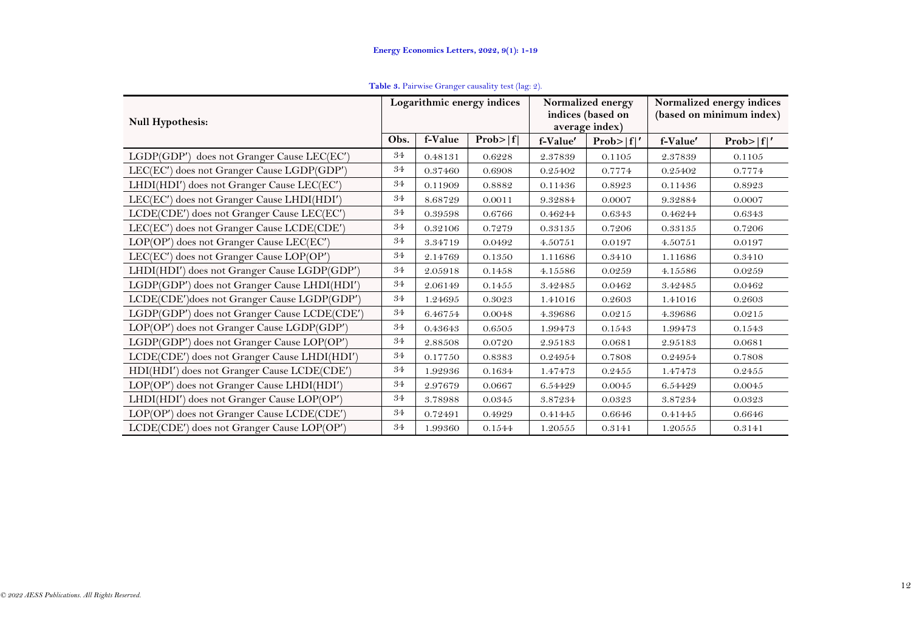**Table 3.** Pairwise Granger causality test (lag: 2).

| Null Hypothesis: | Logarithmic energy indices | | | Normalized energy indices (based on average index) | | Normalized energy indices (based on minimum index) | |
|---|---|---|---|---|---|---|---|
| | Obs. | f-Value | Prob>\|f\| | f-Value′ | Prob>\|f\|′ | f-Value′ | Prob>\|f\|′ |
| LGDP(GDP′) does not Granger Cause LEC(EC′) | 34 | 0.48131 | 0.6228 | 2.37839 | 0.1105 | 2.37839 | 0.1105 |
| LEC(EC′) does not Granger Cause LGDP(GDP′) | 34 | 0.37460 | 0.6908 | 0.25402 | 0.7774 | 0.25402 | 0.7774 |
| LHDI(HDI′) does not Granger Cause LEC(EC′) | 34 | 0.11909 | 0.8882 | 0.11436 | 0.8923 | 0.11436 | 0.8923 |
| LEC(EC′) does not Granger Cause LHDI(HDI′) | 34 | 8.68729 | 0.0011 | 9.32884 | 0.0007 | 9.32884 | 0.0007 |
| LCDE(CDE′) does not Granger Cause LEC(EC′) | 34 | 0.39598 | 0.6766 | 0.46244 | 0.6343 | 0.46244 | 0.6343 |
| LEC(EC′) does not Granger Cause LCDE(CDE′) | 34 | 0.32106 | 0.7279 | 0.33135 | 0.7206 | 0.33135 | 0.7206 |
| LOP(OP′) does not Granger Cause LEC(EC′) | 34 | 3.34719 | 0.0492 | 4.50751 | 0.0197 | 4.50751 | 0.0197 |
| LEC(EC′) does not Granger Cause LOP(OP′) | 34 | 2.14769 | 0.1350 | 1.11686 | 0.3410 | 1.11686 | 0.3410 |
| LHDI(HDI′) does not Granger Cause LGDP(GDP′) | 34 | 2.05918 | 0.1458 | 4.15586 | 0.0259 | 4.15586 | 0.0259 |
| LGDP(GDP′) does not Granger Cause LHDI(HDI′) | 34 | 2.06149 | 0.1455 | 3.42485 | 0.0462 | 3.42485 | 0.0462 |
| LCDE(CDE′)does not Granger Cause LGDP(GDP′) | 34 | 1.24695 | 0.3023 | 1.41016 | 0.2603 | 1.41016 | 0.2603 |
| LGDP(GDP′) does not Granger Cause LCDE(CDE′) | 34 | 6.46754 | 0.0048 | 4.39686 | 0.0215 | 4.39686 | 0.0215 |
| LOP(OP′) does not Granger Cause LGDP(GDP′) | 34 | 0.43643 | 0.6505 | 1.99473 | 0.1543 | 1.99473 | 0.1543 |
| LGDP(GDP′) does not Granger Cause LOP(OP′) | 34 | 2.88508 | 0.0720 | 2.95183 | 0.0681 | 2.95183 | 0.0681 |
| LCDE(CDE′) does not Granger Cause LHDI(HDI′) | 34 | 0.17750 | 0.8383 | 0.24954 | 0.7808 | 0.24954 | 0.7808 |
| HDI(HDI′) does not Granger Cause LCDE(CDE′) | 34 | 1.92936 | 0.1634 | 1.47473 | 0.2455 | 1.47473 | 0.2455 |
| LOP(OP′) does not Granger Cause LHDI(HDI′) | 34 | 2.97679 | 0.0667 | 6.54429 | 0.0045 | 6.54429 | 0.0045 |
| LHDI(HDI′) does not Granger Cause LOP(OP′) | 34 | 3.78988 | 0.0345 | 3.87234 | 0.0323 | 3.87234 | 0.0323 |
| LOP(OP′) does not Granger Cause LCDE(CDE′) | 34 | 0.72491 | 0.4929 | 0.41445 | 0.6646 | 0.41445 | 0.6646 |
| LCDE(CDE′) does not Granger Cause LOP(OP′) | 34 | 1.99360 | 0.1544 | 1.20555 | 0.3141 | 1.20555 | 0.3141 |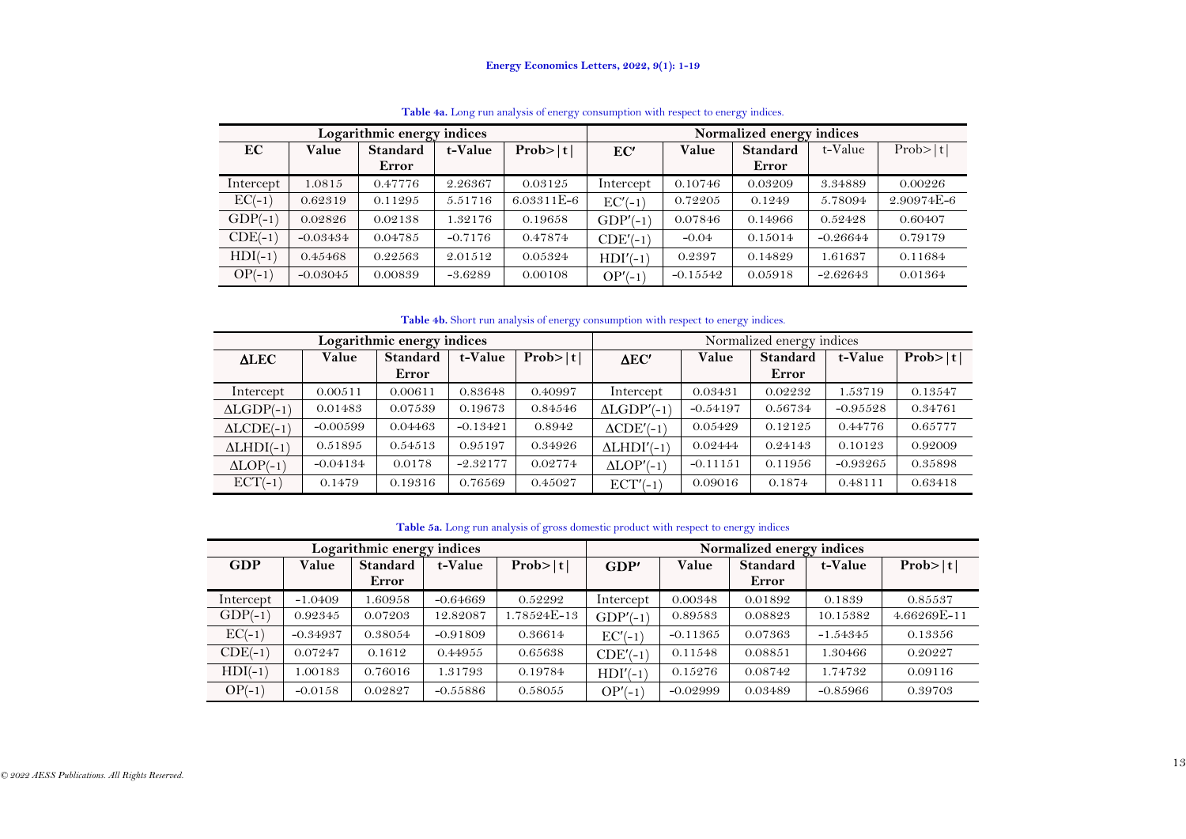**Table 4a.** Long run analysis of energy consumption with respect to energy indices.

| Logarithmic energy indices | | | | | Normalized energy indices | | | | |
|---|---|---|---|---|---|---|---|---|---|
| EC | Value | Standard Error | t-Value | Prob>\|t\| | EC′ | Value | Standard Error | t-Value | Prob>\|t\| |
| Intercept | 1.0815 | 0.47776 | 2.26367 | 0.03125 | Intercept | 0.10746 | 0.03209 | 3.34889 | 0.00226 |
| EC(-1) | 0.62319 | 0.11295 | 5.51716 | 6.03311E-6 | EC′(-1) | 0.72205 | 0.1249 | 5.78094 | 2.90974E-6 |
| GDP(-1) | 0.02826 | 0.02138 | 1.32176 | 0.19658 | GDP′(-1) | 0.07846 | 0.14966 | 0.52428 | 0.60407 |
| CDE(-1) | -0.03434 | 0.04785 | -0.7176 | 0.47874 | CDE′(-1) | -0.04 | 0.15014 | -0.26644 | 0.79179 |
| HDI(-1) | 0.45468 | 0.22563 | 2.01512 | 0.05324 | HDI′(-1) | 0.2397 | 0.14829 | 1.61637 | 0.11684 |
| OP(-1) | -0.03045 | 0.00839 | -3.6289 | 0.00108 | OP′(-1) | -0.15542 | 0.05918 | -2.62643 | 0.01364 |

**Table 4b.** Short run analysis of energy consumption with respect to energy indices.

| Logarithmic energy indices | | | | | Normalized energy indices | | | | |
|---|---|---|---|---|---|---|---|---|---|
| ΔLEC | Value | Standard Error | t-Value | Prob>\|t\| | ΔEC′ | Value | Standard Error | t-Value | Prob>\|t\| |
| Intercept | 0.00511 | 0.00611 | 0.83648 | 0.40997 | Intercept | 0.03431 | 0.02232 | 1.53719 | 0.13547 |
| ΔLGDP(-1) | 0.01483 | 0.07539 | 0.19673 | 0.84546 | ΔLGDP′(-1) | -0.54197 | 0.56734 | -0.95528 | 0.34761 |
| ΔLCDE(-1) | -0.00599 | 0.04463 | -0.13421 | 0.8942 | ΔCDE′(-1) | 0.05429 | 0.12125 | 0.44776 | 0.65777 |
| ΔLHDI(-1) | 0.51895 | 0.54513 | 0.95197 | 0.34926 | ΔLHDI′(-1) | 0.02444 | 0.24143 | 0.10123 | 0.92009 |
| ΔLOP(-1) | -0.04134 | 0.0178 | -2.32177 | 0.02774 | ΔLOP′(-1) | -0.11151 | 0.11956 | -0.93265 | 0.35898 |
| ECT(-1) | 0.1479 | 0.19316 | 0.76569 | 0.45027 | ECT′(-1) | 0.09016 | 0.1874 | 0.48111 | 0.63418 |

**Table 5a.** Long run analysis of gross domestic product with respect to energy indices

| Logarithmic energy indices | | | | | Normalized energy indices | | | | |
|---|---|---|---|---|---|---|---|---|---|
| GDP | Value | Standard Error | t-Value | Prob>\|t\| | GDP′ | Value | Standard Error | t-Value | Prob>\|t\| |
| Intercept | -1.0409 | 1.60958 | -0.64669 | 0.52292 | Intercept | 0.00348 | 0.01892 | 0.1839 | 0.85537 |
| GDP(-1) | 0.92345 | 0.07203 | 12.82087 | 1.78524E-13 | GDP′(-1) | 0.89583 | 0.08823 | 10.15382 | 4.66269E-11 |
| EC(-1) | -0.34937 | 0.38054 | -0.91809 | 0.36614 | EC′(-1) | -0.11365 | 0.07363 | -1.54345 | 0.13356 |
| CDE(-1) | 0.07247 | 0.1612 | 0.44955 | 0.65638 | CDE′(-1) | 0.11548 | 0.08851 | 1.30466 | 0.20227 |
| HDI(-1) | 1.00183 | 0.76016 | 1.31793 | 0.19784 | HDI′(-1) | 0.15276 | 0.08742 | 1.74732 | 0.09116 |
| OP(-1) | -0.0158 | 0.02827 | -0.55886 | 0.58055 | OP′(-1) | -0.02999 | 0.03489 | -0.85966 | 0.39703 |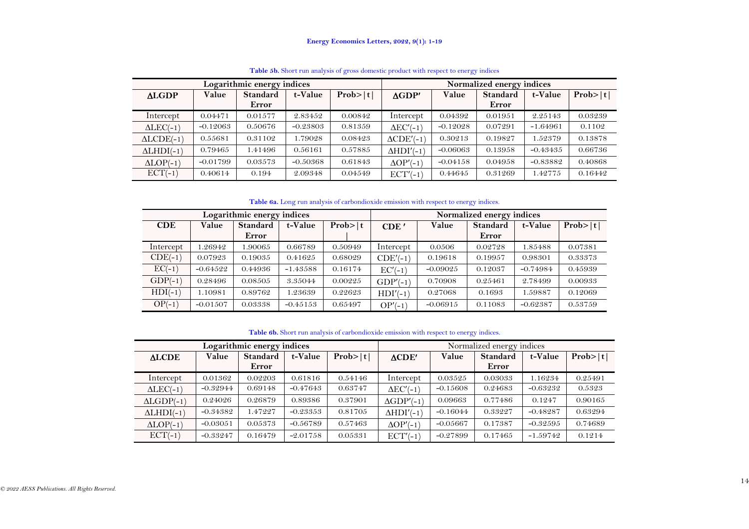**Table 5b.** Short run analysis of gross domestic product with respect to energy indices

| Logarithmic energy indices | | | | | Normalized energy indices | | | | |
|---|---|---|---|---|---|---|---|---|---|
| ΔLGDP | Value | Standard Error | t-Value | Prob>\|t\| | ΔGDP′ | Value | Standard Error | t-Value | Prob>\|t\| |
| Intercept | 0.04471 | 0.01577 | 2.83452 | 0.00842 | Intercept | 0.04392 | 0.01951 | 2.25143 | 0.03239 |
| ΔLEC(-1) | -0.12063 | 0.50676 | -0.23803 | 0.81359 | ΔEC′(-1) | -0.12028 | 0.07291 | -1.64961 | 0.1102 |
| ΔLCDE(-1) | 0.55681 | 0.31102 | 1.79028 | 0.08423 | ΔCDE′(-1) | 0.30213 | 0.19827 | 1.52379 | 0.13878 |
| ΔLHDI(-1) | 0.79465 | 1.41496 | 0.56161 | 0.57885 | ΔHDI′(-1) | -0.06063 | 0.13958 | -0.43435 | 0.66736 |
| ΔLOP(-1) | -0.01799 | 0.03573 | -0.50368 | 0.61843 | ΔOP′(-1) | -0.04158 | 0.04958 | -0.83882 | 0.40868 |
| ECT(-1) | 0.40614 | 0.194 | 2.09348 | 0.04549 | ECT′(-1) | 0.44645 | 0.31269 | 1.42775 | 0.16442 |

**Table 6a.** Long run analysis of carbondioxide emission with respect to energy indices.

| Logarithmic energy indices | | | | | Normalized energy indices | | | | |
|---|---|---|---|---|---|---|---|---|---|
| CDE | Value | Standard Error | t-Value | Prob>\|t\| | CDE′ | Value | Standard Error | t-Value | Prob>\|t\| |
| Intercept | 1.26942 | 1.90065 | 0.66789 | 0.50949 | Intercept | 0.0506 | 0.02728 | 1.85488 | 0.07381 |
| CDE(-1) | 0.07923 | 0.19035 | 0.41625 | 0.68029 | CDE′(-1) | 0.19618 | 0.19957 | 0.98301 | 0.33373 |
| EC(-1) | -0.64522 | 0.44936 | -1.43588 | 0.16174 | EC′(-1) | -0.09025 | 0.12037 | -0.74984 | 0.45939 |
| GDP(-1) | 0.28496 | 0.08505 | 3.35044 | 0.00225 | GDP′(-1) | 0.70908 | 0.25461 | 2.78499 | 0.00933 |
| HDI(-1) | 1.10981 | 0.89762 | 1.23639 | 0.22623 | HDI′(-1) | 0.27068 | 0.1693 | 1.59887 | 0.12069 |
| OP(-1) | -0.01507 | 0.03338 | -0.45153 | 0.65497 | OP′(-1) | -0.06915 | 0.11083 | -0.62387 | 0.53759 |

**Table 6b.** Short run analysis of carbondioxide emission with respect to energy indices.

| Logarithmic energy indices | | | | | Normalized energy indices | | | | |
|---|---|---|---|---|---|---|---|---|---|
| ΔLCDE | Value | Standard Error | t-Value | Prob>\|t\| | ΔCDE′ | Value | Standard Error | t-Value | Prob>\|t\| |
| Intercept | 0.01362 | 0.02203 | 0.61816 | 0.54146 | Intercept | 0.03525 | 0.03033 | 1.16234 | 0.25491 |
| ΔLEC(-1) | -0.32944 | 0.69148 | -0.47643 | 0.63747 | ΔEC′(-1) | -0.15608 | 0.24683 | -0.63232 | 0.5323 |
| ΔLGDP(-1) | 0.24026 | 0.26879 | 0.89386 | 0.37901 | ΔGDP′(-1) | 0.09663 | 0.77486 | 0.1247 | 0.90165 |
| ΔLHDI(-1) | -0.34382 | 1.47227 | -0.23353 | 0.81705 | ΔHDI′(-1) | -0.16044 | 0.33227 | -0.48287 | 0.63294 |
| ΔLOP(-1) | -0.03051 | 0.05373 | -0.56789 | 0.57463 | ΔOP′(-1) | -0.05667 | 0.17387 | -0.32595 | 0.74689 |
| ECT(-1) | -0.33247 | 0.16479 | -2.01758 | 0.05331 | ECT′(-1) | -0.27899 | 0.17465 | -1.59742 | 0.1214 |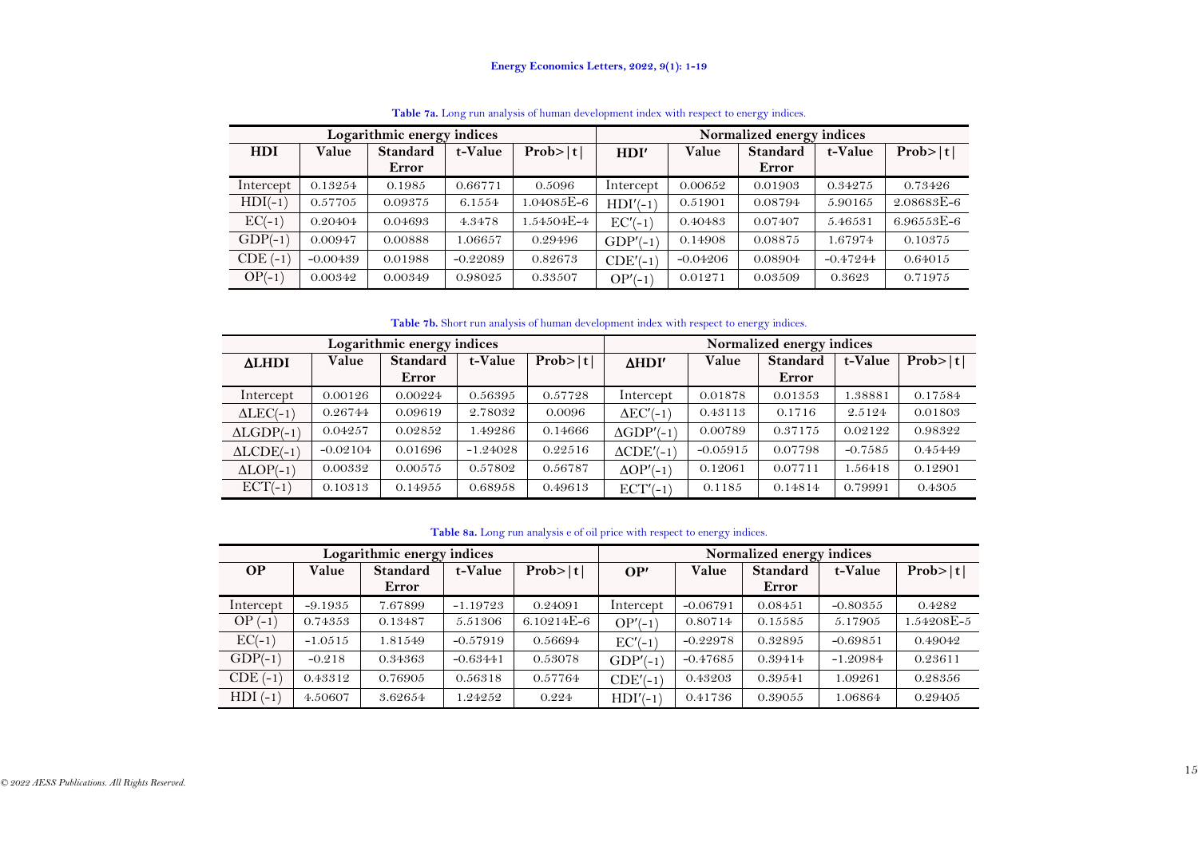**Table 7a.** Long run analysis of human development index with respect to energy indices.

| Logarithmic energy indices | | | | | Normalized energy indices | | | | |
|---|---|---|---|---|---|---|---|---|---|
| **HDI** | **Value** | **Standard Error** | **t-Value** | **Prob>\|t\|** | **HDI′** | **Value** | **Standard Error** | **t-Value** | **Prob>\|t\|** |
| Intercept | 0.13254 | 0.1985 | 0.66771 | 0.5096 | Intercept | 0.00652 | 0.01903 | 0.34275 | 0.73426 |
| HDI(-1) | 0.57705 | 0.09375 | 6.1554 | 1.04085E-6 | HDI′(-1) | 0.51901 | 0.08794 | 5.90165 | 2.08683E-6 |
| EC(-1) | 0.20404 | 0.04693 | 4.3478 | 1.54504E-4 | EC′(-1) | 0.40483 | 0.07407 | 5.46531 | 6.96553E-6 |
| GDP(-1) | 0.00947 | 0.00888 | 1.06657 | 0.29496 | GDP′(-1) | 0.14908 | 0.08875 | 1.67974 | 0.10375 |
| CDE (-1) | -0.00439 | 0.01988 | -0.22089 | 0.82673 | CDE′(-1) | -0.04206 | 0.08904 | -0.47244 | 0.64015 |
| OP(-1) | 0.00342 | 0.00349 | 0.98025 | 0.33507 | OP′(-1) | 0.01271 | 0.03509 | 0.3623 | 0.71975 |

**Table 7b.** Short run analysis of human development index with respect to energy indices.

| Logarithmic energy indices | | | | | Normalized energy indices | | | | |
|---|---|---|---|---|---|---|---|---|---|
| **ΔLHDI** | **Value** | **Standard Error** | **t-Value** | **Prob>\|t\|** | **ΔHDI′** | **Value** | **Standard Error** | **t-Value** | **Prob>\|t\|** |
| Intercept | 0.00126 | 0.00224 | 0.56395 | 0.57728 | Intercept | 0.01878 | 0.01353 | 1.38881 | 0.17584 |
| ΔLEC(-1) | 0.26744 | 0.09619 | 2.78032 | 0.0096 | ΔEC′(-1) | 0.43113 | 0.1716 | 2.5124 | 0.01803 |
| ΔLGDP(-1) | 0.04257 | 0.02852 | 1.49286 | 0.14666 | ΔGDP′(-1) | 0.00789 | 0.37175 | 0.02122 | 0.98322 |
| ΔLCDE(-1) | -0.02104 | 0.01696 | -1.24028 | 0.22516 | ΔCDE′(-1) | -0.05915 | 0.07798 | -0.7585 | 0.45449 |
| ΔLOP(-1) | 0.00332 | 0.00575 | 0.57802 | 0.56787 | ΔOP′(-1) | 0.12061 | 0.07711 | 1.56418 | 0.12901 |
| ECT(-1) | 0.10313 | 0.14955 | 0.68958 | 0.49613 | ECT′(-1) | 0.1185 | 0.14814 | 0.79991 | 0.4305 |

**Table 8a.** Long run analysis e of oil price with respect to energy indices.

| Logarithmic energy indices | | | | | Normalized energy indices | | | | |
|---|---|---|---|---|---|---|---|---|---|
| **OP** | **Value** | **Standard Error** | **t-Value** | **Prob>\|t\|** | **OP′** | **Value** | **Standard Error** | **t-Value** | **Prob>\|t\|** |
| Intercept | -9.1935 | 7.67899 | -1.19723 | 0.24091 | Intercept | -0.06791 | 0.08451 | -0.80355 | 0.4282 |
| OP (-1) | 0.74353 | 0.13487 | 5.51306 | 6.10214E-6 | OP′(-1) | 0.80714 | 0.15585 | 5.17905 | 1.54208E-5 |
| EC(-1) | -1.0515 | 1.81549 | -0.57919 | 0.56694 | EC′(-1) | -0.22978 | 0.32895 | -0.69851 | 0.49042 |
| GDP(-1) | -0.218 | 0.34363 | -0.63441 | 0.53078 | GDP′(-1) | -0.47685 | 0.39414 | -1.20984 | 0.23611 |
| CDE (-1) | 0.43312 | 0.76905 | 0.56318 | 0.57764 | CDE′(-1) | 0.43203 | 0.39541 | 1.09261 | 0.28356 |
| HDI (-1) | 4.50607 | 3.62654 | 1.24252 | 0.224 | HDI′(-1) | 0.41736 | 0.39055 | 1.06864 | 0.29405 |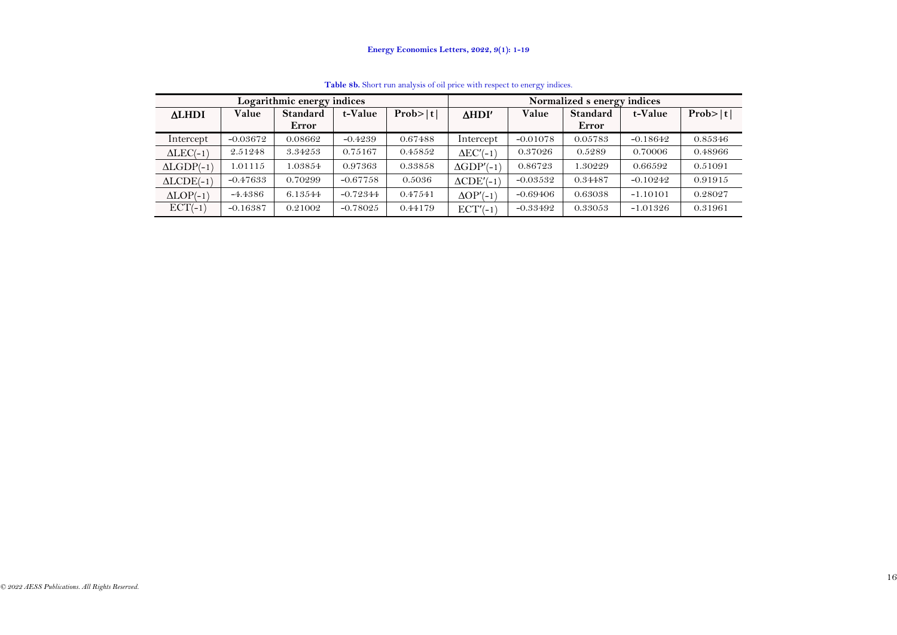**Table 8b.** Short run analysis of oil price with respect to energy indices.

| Logarithmic energy indices | | | | | Normalized s energy indices | | | | |
|---|---|---|---|---|---|---|---|---|---|
| **ΔLHDI** | **Value** | **Standard Error** | **t-Value** | **Prob>\|t\|** | **ΔHDI′** | **Value** | **Standard Error** | **t-Value** | **Prob>\|t\|** |
| Intercept | -0.03672 | 0.08662 | -0.4239 | 0.67488 | Intercept | -0.01078 | 0.05783 | -0.18642 | 0.85346 |
| ΔLEC(-1) | 2.51248 | 3.34253 | 0.75167 | 0.45852 | ΔEC′(-1) | 0.37026 | 0.5289 | 0.70006 | 0.48966 |
| ΔLGDP(-1) | 1.01115 | 1.03854 | 0.97363 | 0.33858 | ΔGDP′(-1) | 0.86723 | 1.30229 | 0.66592 | 0.51091 |
| ΔLCDE(-1) | -0.47633 | 0.70299 | -0.67758 | 0.5036 | ΔCDE′(-1) | -0.03532 | 0.34487 | -0.10242 | 0.91915 |
| ΔLOP(-1) | -4.4386 | 6.13544 | -0.72344 | 0.47541 | ΔOP′(-1) | -0.69406 | 0.63038 | -1.10101 | 0.28027 |
| ECT(-1) | -0.16387 | 0.21002 | -0.78025 | 0.44179 | ECT′(-1) | -0.33492 | 0.33053 | -1.01326 | 0.31961 |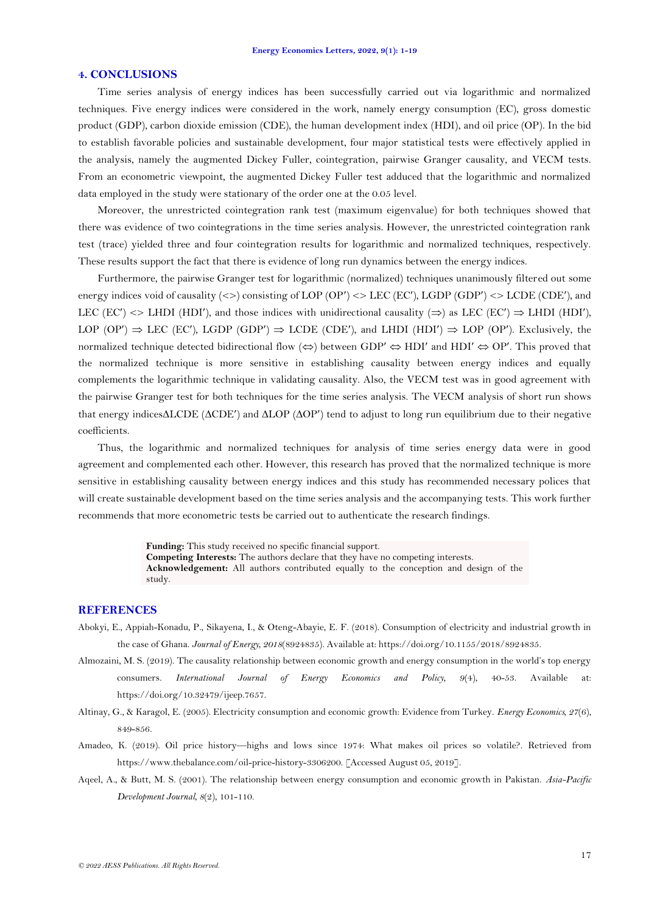## 4. CONCLUSIONS

Time series analysis of energy indices has been successfully carried out via logarithmic and normalized techniques. Five energy indices were considered in the work, namely energy consumption (EC), gross domestic product (GDP), carbon dioxide emission (CDE), the human development index (HDI), and oil price (OP). In the bid to establish favorable policies and sustainable development, four major statistical tests were effectively applied in the analysis, namely the augmented Dickey Fuller, cointegration, pairwise Granger causality, and VECM tests. From an econometric viewpoint, the augmented Dickey Fuller test adduced that the logarithmic and normalized data employed in the study were stationary of the order one at the 0.05 level.

Moreover, the unrestricted cointegration rank test (maximum eigenvalue) for both techniques showed that there was evidence of two cointegrations in the time series analysis. However, the unrestricted cointegration rank test (trace) yielded three and four cointegration results for logarithmic and normalized techniques, respectively. These results support the fact that there is evidence of long run dynamics between the energy indices.

Furthermore, the pairwise Granger test for logarithmic (normalized) techniques unanimously filtered out some energy indices void of causality (<>) consisting of LOP (OP′) <> LEC (EC′), LGDP (GDP′) <> LCDE (CDE′), and LEC (EC′) <> LHDI (HDI′), and those indices with unidirectional causality (⇒) as LEC (EC′) ⇒ LHDI (HDI′), LOP (OP′) ⇒ LEC (EC′), LGDP (GDP′) ⇒ LCDE (CDE′), and LHDI (HDI′) ⇒ LOP (OP′). Exclusively, the normalized technique detected bidirectional flow (⇔) between GDP′ ⇔ HDI′ and HDI′ ⇔ OP′. This proved that the normalized technique is more sensitive in establishing causality between energy indices and equally complements the logarithmic technique in validating causality. Also, the VECM test was in good agreement with the pairwise Granger test for both techniques for the time series analysis. The VECM analysis of short run shows that energy indicesΔLCDE (ΔCDE′) and ΔLOP (ΔOP′) tend to adjust to long run equilibrium due to their negative coefficients.

Thus, the logarithmic and normalized techniques for analysis of time series energy data were in good agreement and complemented each other. However, this research has proved that the normalized technique is more sensitive in establishing causality between energy indices and this study has recommended necessary polices that will create sustainable development based on the time series analysis and the accompanying tests. This work further recommends that more econometric tests be carried out to authenticate the research findings.

**Funding:** This study received no specific financial support.
**Competing Interests:** The authors declare that they have no competing interests.
**Acknowledgement:** All authors contributed equally to the conception and design of the study.

## REFERENCES

Abokyi, E., Appiah-Konadu, P., Sikayena, I., & Oteng-Abayie, E. F. (2018). Consumption of electricity and industrial growth in the case of Ghana. *Journal of Energy, 2018*(8924835). Available at: https://doi.org/10.1155/2018/8924835.

Almozaini, M. S. (2019). The causality relationship between economic growth and energy consumption in the world's top energy consumers. *International Journal of Energy Economics and Policy, 9*(4), 40-53. Available at: https://doi.org/10.32479/ijeep.7657.

Altinay, G., & Karagol, E. (2005). Electricity consumption and economic growth: Evidence from Turkey. *Energy Economics, 27*(6), 849-856.

Amadeo, K. (2019). Oil price history—highs and lows since 1974: What makes oil prices so volatile?. Retrieved from https://www.thebalance.com/oil-price-history-3306200. [Accessed August 05, 2019].

Aqeel, A., & Butt, M. S. (2001). The relationship between energy consumption and economic growth in Pakistan. *Asia-Pacific Development Journal, 8*(2), 101-110.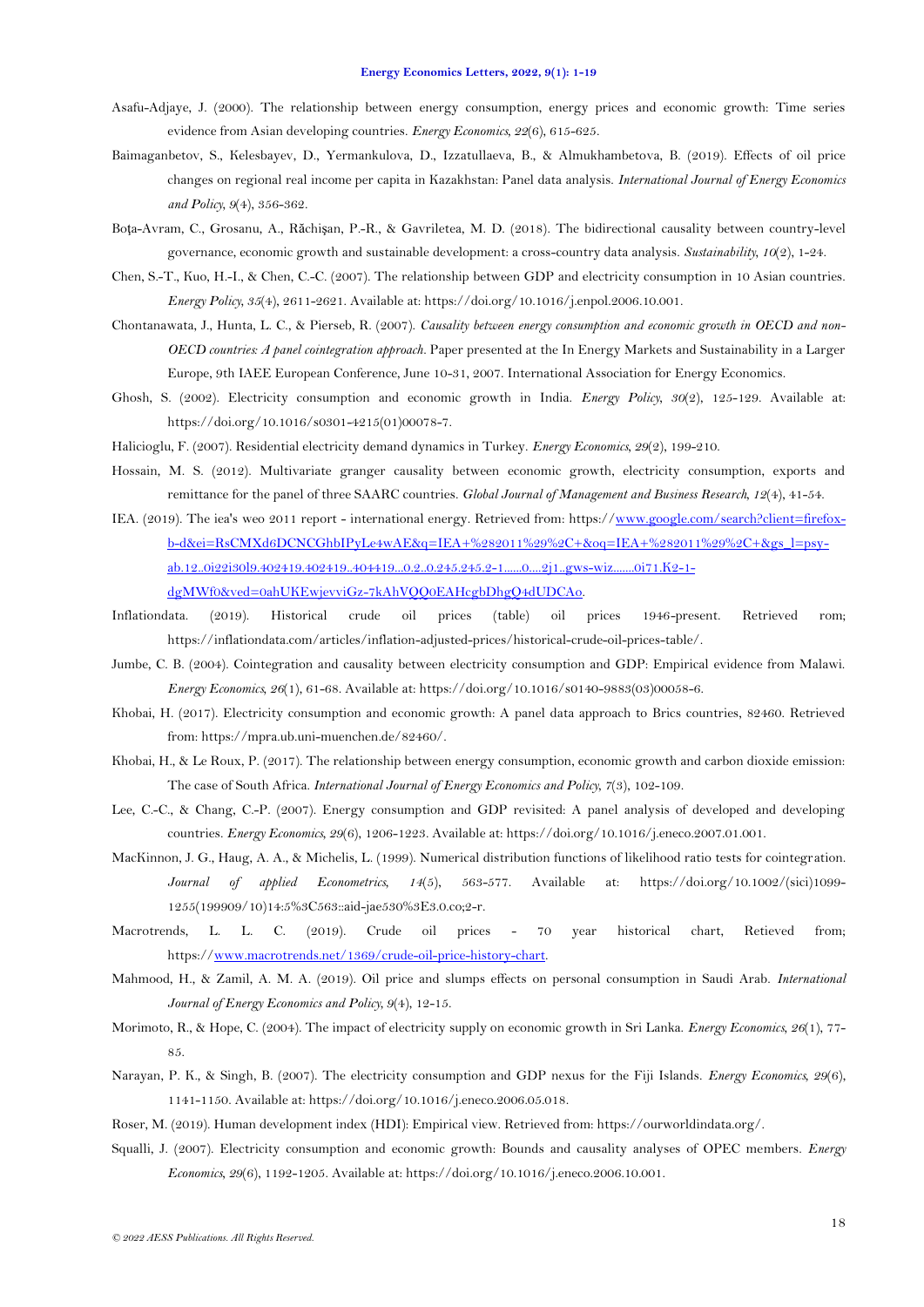Asafu-Adjaye, J. (2000). The relationship between energy consumption, energy prices and economic growth: Time series evidence from Asian developing countries. *Energy Economics, 22*(6), 615-625.

Baimaganbetov, S., Kelesbayev, D., Yermankulova, D., Izzatullaeva, B., & Almukhambetova, B. (2019). Effects of oil price changes on regional real income per capita in Kazakhstan: Panel data analysis. *International Journal of Energy Economics and Policy, 9*(4), 356-362.

Boţa-Avram, C., Grosanu, A., Răchişan, P.-R., & Gavriletea, M. D. (2018). The bidirectional causality between country-level governance, economic growth and sustainable development: a cross-country data analysis. *Sustainability, 10*(2), 1-24.

Chen, S.-T., Kuo, H.-I., & Chen, C.-C. (2007). The relationship between GDP and electricity consumption in 10 Asian countries. *Energy Policy, 35*(4), 2611-2621. Available at: https://doi.org/10.1016/j.enpol.2006.10.001.

Chontanawata, J., Hunta, L. C., & Pierseb, R. (2007). *Causality between energy consumption and economic growth in OECD and non-OECD countries: A panel cointegration approach.* Paper presented at the In Energy Markets and Sustainability in a Larger Europe, 9th IAEE European Conference, June 10-31, 2007. International Association for Energy Economics.

Ghosh, S. (2002). Electricity consumption and economic growth in India. *Energy Policy, 30*(2), 125-129. Available at: https://doi.org/10.1016/s0301-4215(01)00078-7.

Halicioglu, F. (2007). Residential electricity demand dynamics in Turkey. *Energy Economics, 29*(2), 199-210.

Hossain, M. S. (2012). Multivariate granger causality between economic growth, electricity consumption, exports and remittance for the panel of three SAARC countries. *Global Journal of Management and Business Research, 12*(4), 41-54.

IEA. (2019). The iea's weo 2011 report - international energy. Retrieved from: https://www.google.com/search?client=firefox-b-d&ei=RsCMXd6DCNCGhbIPyLe4wAE&q=IEA+%282011%29%2C+&oq=IEA+%282011%29%2C+&gs_l=psy-ab.12..0i22i30l9.402419.402419..404419...0.2..0.245.245.2-1......0....2j1..gws-wiz.......0i71.K2-1-dgMWf0&ved=0ahUKEwjevviGz-7kAhVQQ0EAHcgbDhgQ4dUDCAo.

Inflationdata. (2019). Historical crude oil prices (table) oil prices 1946-present. Retrieved rom; https://inflationdata.com/articles/inflation-adjusted-prices/historical-crude-oil-prices-table/.

Jumbe, C. B. (2004). Cointegration and causality between electricity consumption and GDP: Empirical evidence from Malawi. *Energy Economics, 26*(1), 61-68. Available at: https://doi.org/10.1016/s0140-9883(03)00058-6.

Khobai, H. (2017). Electricity consumption and economic growth: A panel data approach to Brics countries, 82460. Retrieved from: https://mpra.ub.uni-muenchen.de/82460/.

Khobai, H., & Le Roux, P. (2017). The relationship between energy consumption, economic growth and carbon dioxide emission: The case of South Africa. *International Journal of Energy Economics and Policy, 7*(3), 102-109.

Lee, C.-C., & Chang, C.-P. (2007). Energy consumption and GDP revisited: A panel analysis of developed and developing countries. *Energy Economics, 29*(6), 1206-1223. Available at: https://doi.org/10.1016/j.eneco.2007.01.001.

MacKinnon, J. G., Haug, A. A., & Michelis, L. (1999). Numerical distribution functions of likelihood ratio tests for cointegration. *Journal of applied Econometrics, 14*(5), 563-577. Available at: https://doi.org/10.1002/(sici)1099-1255(199909/10)14:5%3C563::aid-jae530%3E3.0.co;2-r.

Macrotrends, L. L. C. (2019). Crude oil prices - 70 year historical chart, Retieved from; https://www.macrotrends.net/1369/crude-oil-price-history-chart.

Mahmood, H., & Zamil, A. M. A. (2019). Oil price and slumps effects on personal consumption in Saudi Arab. *International Journal of Energy Economics and Policy, 9*(4), 12-15.

Morimoto, R., & Hope, C. (2004). The impact of electricity supply on economic growth in Sri Lanka. *Energy Economics, 26*(1), 77-85.

Narayan, P. K., & Singh, B. (2007). The electricity consumption and GDP nexus for the Fiji Islands. *Energy Economics, 29*(6), 1141-1150. Available at: https://doi.org/10.1016/j.eneco.2006.05.018.

Roser, M. (2019). Human development index (HDI): Empirical view. Retrieved from: https://ourworldindata.org/.

Squalli, J. (2007). Electricity consumption and economic growth: Bounds and causality analyses of OPEC members. *Energy Economics, 29*(6), 1192-1205. Available at: https://doi.org/10.1016/j.eneco.2006.10.001.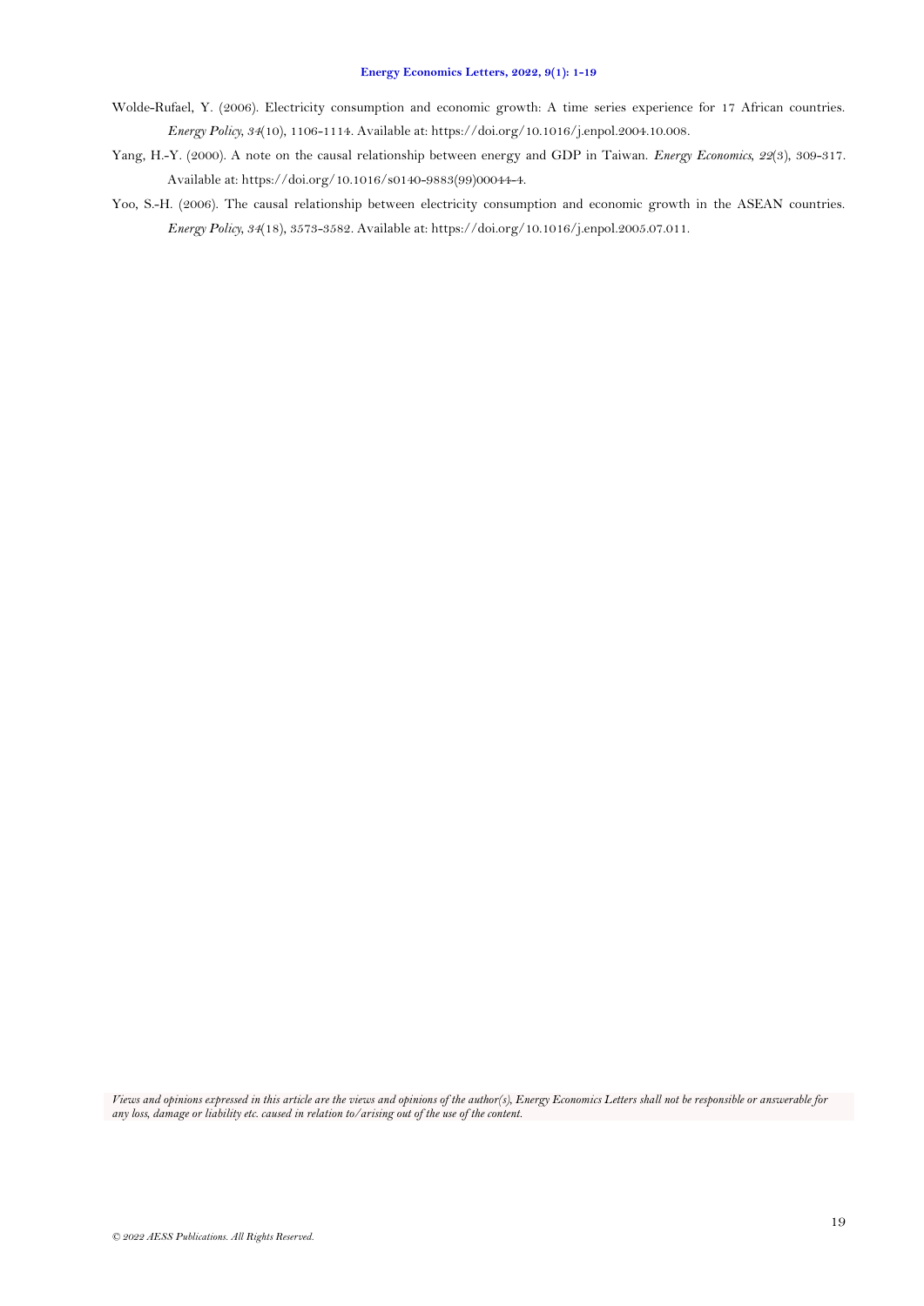Wolde-Rufael, Y. (2006). Electricity consumption and economic growth: A time series experience for 17 African countries. *Energy Policy, 34*(10), 1106-1114. Available at: https://doi.org/10.1016/j.enpol.2004.10.008.

Yang, H.-Y. (2000). A note on the causal relationship between energy and GDP in Taiwan. *Energy Economics, 22*(3), 309-317. Available at: https://doi.org/10.1016/s0140-9883(99)00044-4.

Yoo, S.-H. (2006). The causal relationship between electricity consumption and economic growth in the ASEAN countries. *Energy Policy, 34*(18), 3573-3582. Available at: https://doi.org/10.1016/j.enpol.2005.07.011.

*Views and opinions expressed in this article are the views and opinions of the author(s), Energy Economics Letters shall not be responsible or answerable for any loss, damage or liability etc. caused in relation to/arising out of the use of the content.*

*© 2022 AESS Publications. All Rights Reserved.*